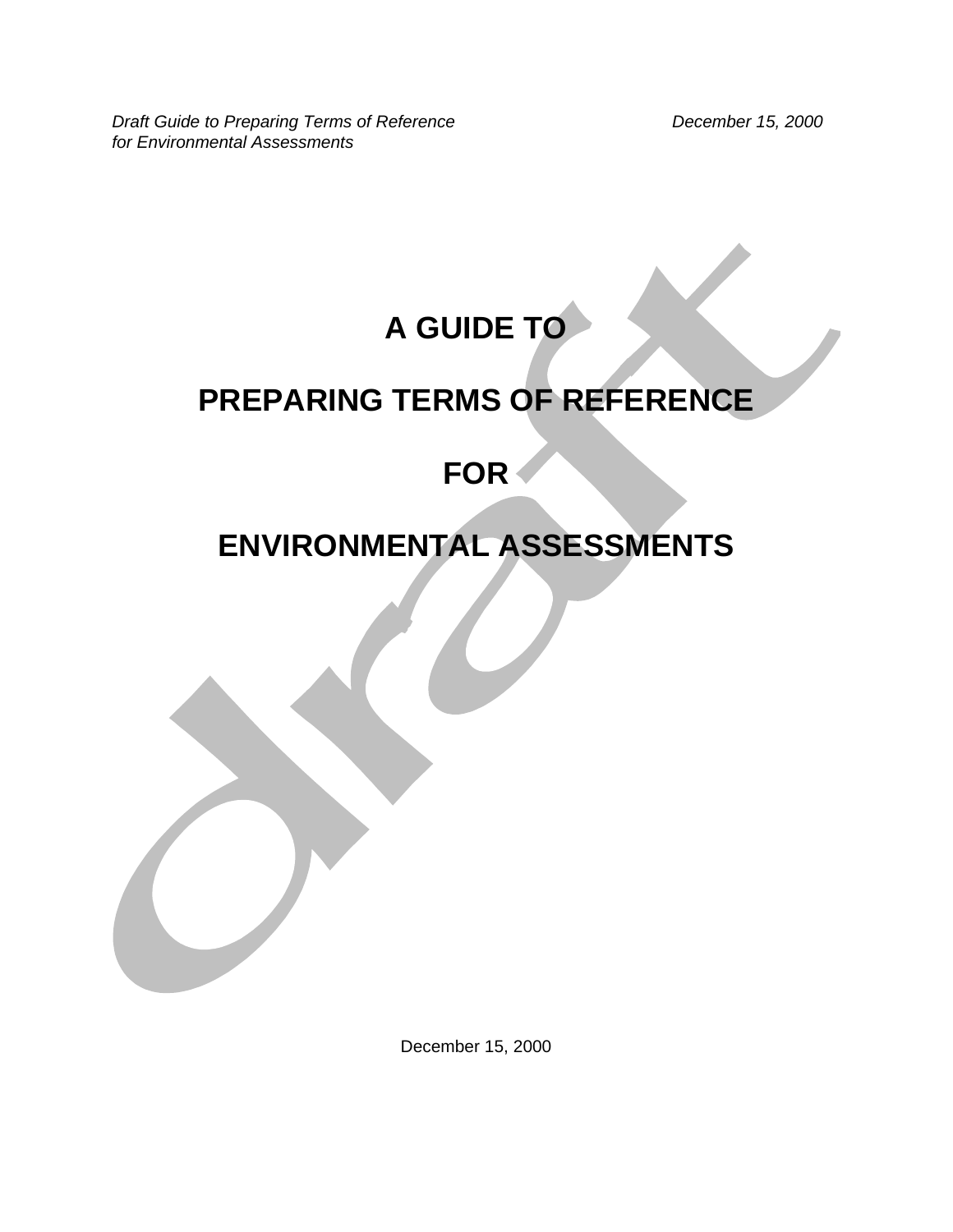# A GUIDE TO

# PREPARING TERMS OF REFERENCE

# FOR

# ENVIRONMENTAL ASSESSMENTS

December 15, 2000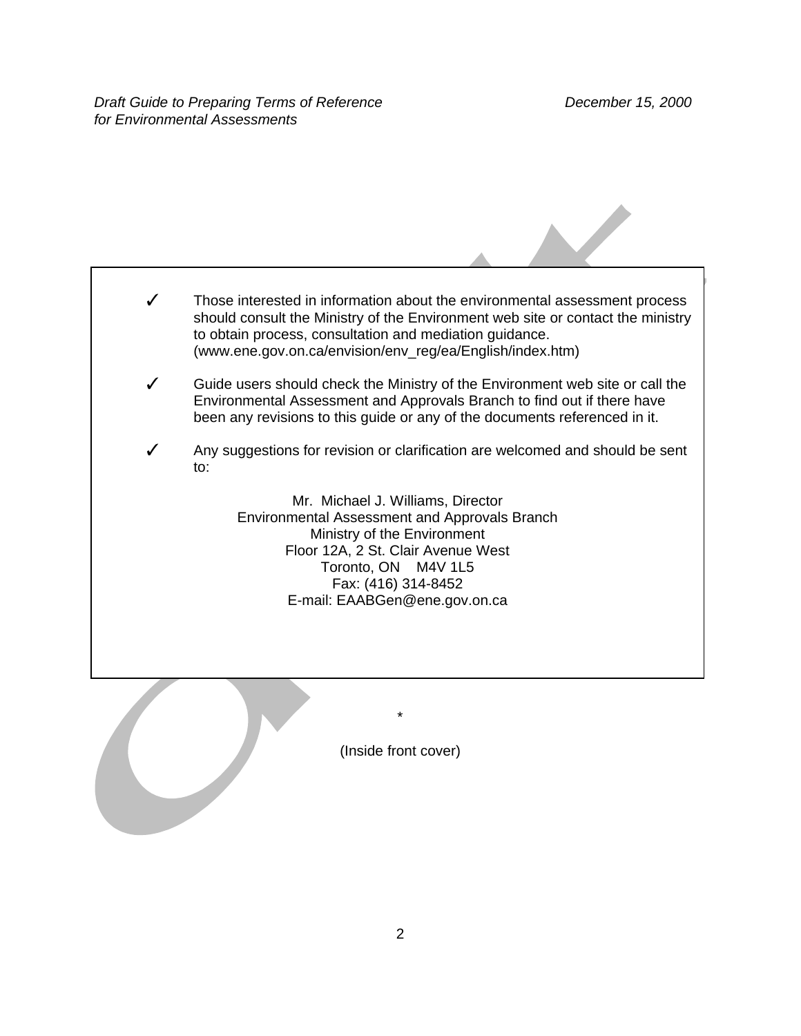✓ Those interested in information about the environmental assessment process should consult the Ministry of the Environment web site or contact the ministry to obtain process, consultation and mediation guidance. (www.ene.gov.on.ca/envision/env_reg/ea/English/index.htm)

✓ Guide users should check the Ministry of the Environment web site or call the Environmental Assessment and Approvals Branch to find out if there have been any revisions to this guide or any of the documents referenced in it.

✓ Any suggestions for revision or clarification are welcomed and should be sent to:

Mr. Michael J. Williams, Director
Environmental Assessment and Approvals Branch
Ministry of the Environment
Floor 12A, 2 St. Clair Avenue West
Toronto, ON M4V 1L5
Fax: (416) 314-8452
E-mail: EAABGen@ene.gov.on.ca

*

(Inside front cover)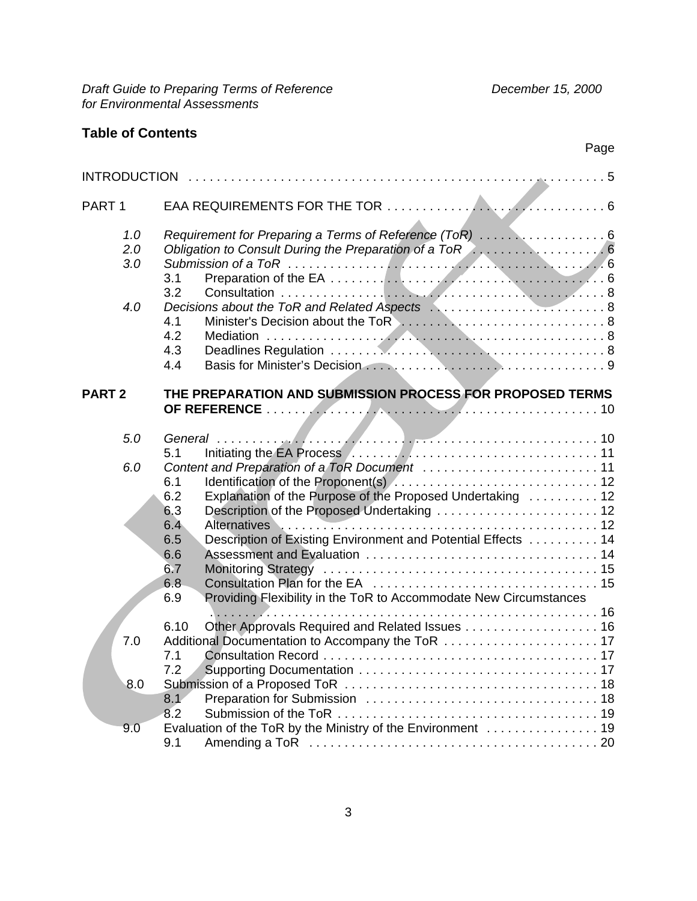## Table of Contents

| | | Page |
|---|---|---|
| INTRODUCTION | | 5 |
| PART 1 | EAA REQUIREMENTS FOR THE TOR | 6 |
| *1.0* | *Requirement for Preparing a Terms of Reference (ToR)* | 6 |
| *2.0* | *Obligation to Consult During the Preparation of a ToR* | 6 |
| *3.0* | *Submission of a ToR* | 6 |
| | 3.1 Preparation of the EA | 6 |
| | 3.2 Consultation | 8 |
| *4.0* | *Decisions about the ToR and Related Aspects* | 8 |
| | 4.1 Minister's Decision about the ToR | 8 |
| | 4.2 Mediation | 8 |
| | 4.3 Deadlines Regulation | 8 |
| | 4.4 Basis for Minister's Decision | 9 |
| **PART 2** | **THE PREPARATION AND SUBMISSION PROCESS FOR PROPOSED TERMS OF REFERENCE** | 10 |
| *5.0* | *General* | 10 |
| | 5.1 Initiating the EA Process | 11 |
| *6.0* | *Content and Preparation of a ToR Document* | 11 |
| | 6.1 Identification of the Proponent(s) | 12 |
| | 6.2 Explanation of the Purpose of the Proposed Undertaking | 12 |
| | 6.3 Description of the Proposed Undertaking | 12 |
| | 6.4 Alternatives | 12 |
| | 6.5 Description of Existing Environment and Potential Effects | 14 |
| | 6.6 Assessment and Evaluation | 14 |
| | 6.7 Monitoring Strategy | 15 |
| | 6.8 Consultation Plan for the EA | 15 |
| | 6.9 Providing Flexibility in the ToR to Accommodate New Circumstances | 16 |
| | 6.10 Other Approvals Required and Related Issues | 16 |
| 7.0 | Additional Documentation to Accompany the ToR | 17 |
| | 7.1 Consultation Record | 17 |
| | 7.2 Supporting Documentation | 17 |
| 8.0 | Submission of a Proposed ToR | 18 |
| | 8.1 Preparation for Submission | 18 |
| | 8.2 Submission of the ToR | 19 |
| 9.0 | Evaluation of the ToR by the Ministry of the Environment | 19 |
| | 9.1 Amending a ToR | 20 |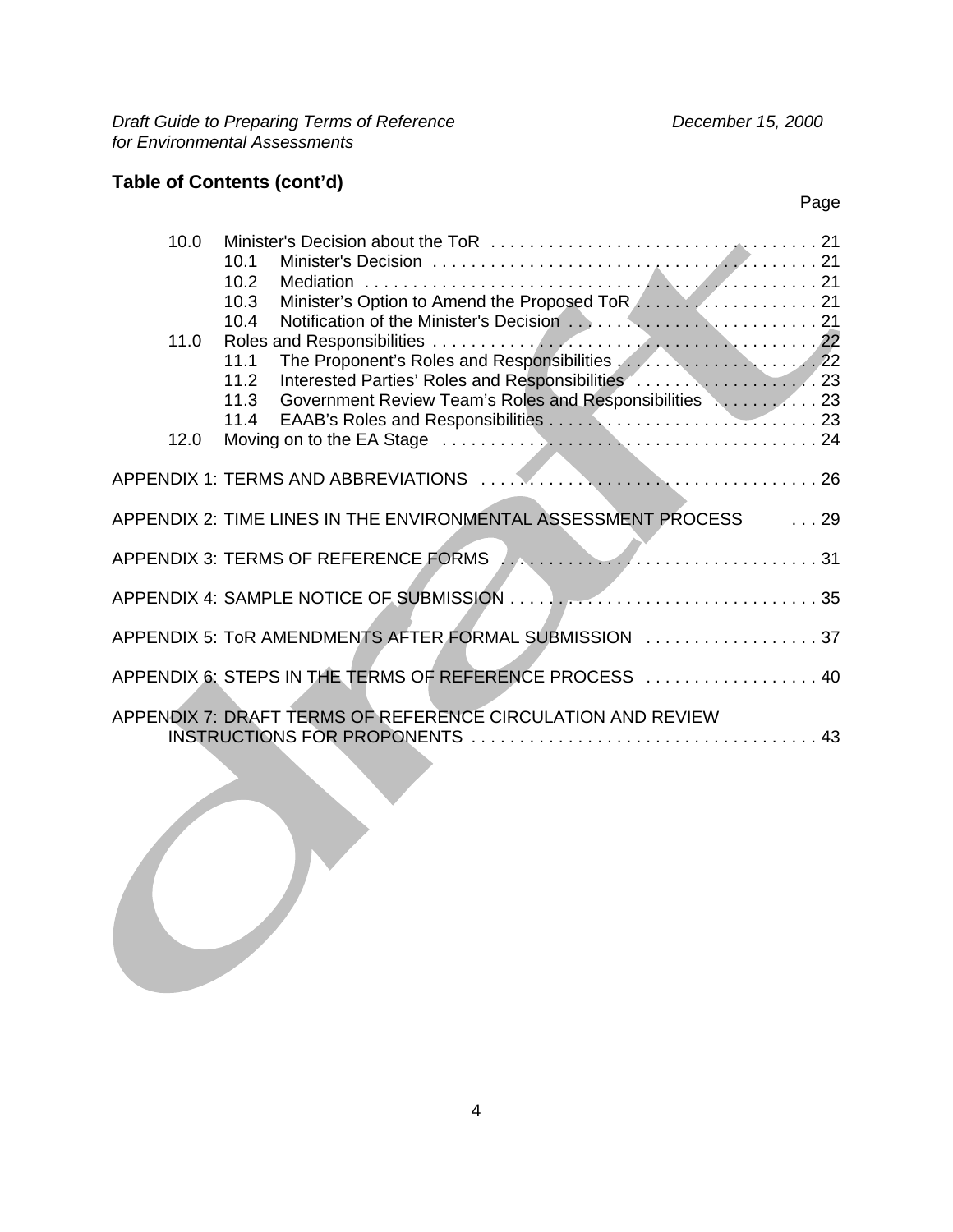## Table of Contents (cont'd)

Page

- 10.0 Minister's Decision about the ToR . . . . . . . . . . 21
  - 10.1 Minister's Decision . . . . . . . . . . 21
  - 10.2 Mediation . . . . . . . . . . 21
  - 10.3 Minister's Option to Amend the Proposed ToR . . . . . . . . . . 21
  - 10.4 Notification of the Minister's Decision . . . . . . . . . . 21
- 11.0 Roles and Responsibilities . . . . . . . . . . 22
  - 11.1 The Proponent's Roles and Responsibilities . . . . . . . . . . 22
  - 11.2 Interested Parties' Roles and Responsibilities . . . . . . . . . . 23
  - 11.3 Government Review Team's Roles and Responsibilities . . . . . . . . . . 23
  - 11.4 EAAB's Roles and Responsibilities . . . . . . . . . . 23
- 12.0 Moving on to the EA Stage . . . . . . . . . . 24

APPENDIX 1: TERMS AND ABBREVIATIONS . . . . . . . . . . 26

APPENDIX 2: TIME LINES IN THE ENVIRONMENTAL ASSESSMENT PROCESS . . . 29

APPENDIX 3: TERMS OF REFERENCE FORMS . . . . . . . . . . 31

APPENDIX 4: SAMPLE NOTICE OF SUBMISSION . . . . . . . . . . 35

APPENDIX 5: ToR AMENDMENTS AFTER FORMAL SUBMISSION . . . . . . . . . . 37

APPENDIX 6: STEPS IN THE TERMS OF REFERENCE PROCESS . . . . . . . . . . 40

APPENDIX 7: DRAFT TERMS OF REFERENCE CIRCULATION AND REVIEW INSTRUCTIONS FOR PROPONENTS . . . . . . . . . . 43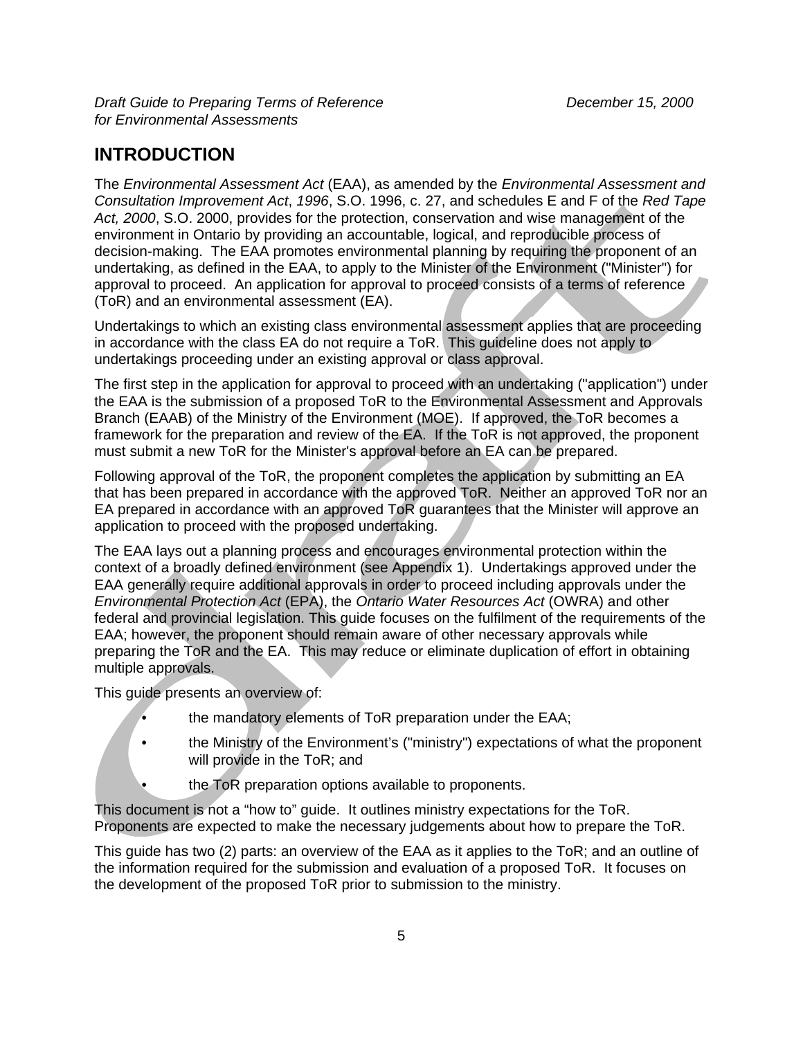# INTRODUCTION

The *Environmental Assessment Act* (EAA), as amended by the *Environmental Assessment and Consultation Improvement Act*, *1996*, S.O. 1996, c. 27, and schedules E and F of the *Red Tape Act, 2000*, S.O. 2000, provides for the protection, conservation and wise management of the environment in Ontario by providing an accountable, logical, and reproducible process of decision-making. The EAA promotes environmental planning by requiring the proponent of an undertaking, as defined in the EAA, to apply to the Minister of the Environment ("Minister") for approval to proceed. An application for approval to proceed consists of a terms of reference (ToR) and an environmental assessment (EA).

Undertakings to which an existing class environmental assessment applies that are proceeding in accordance with the class EA do not require a ToR. This guideline does not apply to undertakings proceeding under an existing approval or class approval.

The first step in the application for approval to proceed with an undertaking ("application") under the EAA is the submission of a proposed ToR to the Environmental Assessment and Approvals Branch (EAAB) of the Ministry of the Environment (MOE). If approved, the ToR becomes a framework for the preparation and review of the EA. If the ToR is not approved, the proponent must submit a new ToR for the Minister's approval before an EA can be prepared.

Following approval of the ToR, the proponent completes the application by submitting an EA that has been prepared in accordance with the approved ToR. Neither an approved ToR nor an EA prepared in accordance with an approved ToR guarantees that the Minister will approve an application to proceed with the proposed undertaking.

The EAA lays out a planning process and encourages environmental protection within the context of a broadly defined environment (see Appendix 1). Undertakings approved under the EAA generally require additional approvals in order to proceed including approvals under the *Environmental Protection Act* (EPA), the *Ontario Water Resources Act* (OWRA) and other federal and provincial legislation. This guide focuses on the fulfilment of the requirements of the EAA; however, the proponent should remain aware of other necessary approvals while preparing the ToR and the EA. This may reduce or eliminate duplication of effort in obtaining multiple approvals.

This guide presents an overview of:

- the mandatory elements of ToR preparation under the EAA;
- the Ministry of the Environment's ("ministry") expectations of what the proponent will provide in the ToR; and
- the ToR preparation options available to proponents.

This document is not a "how to" guide. It outlines ministry expectations for the ToR. Proponents are expected to make the necessary judgements about how to prepare the ToR.

This guide has two (2) parts: an overview of the EAA as it applies to the ToR; and an outline of the information required for the submission and evaluation of a proposed ToR. It focuses on the development of the proposed ToR prior to submission to the ministry.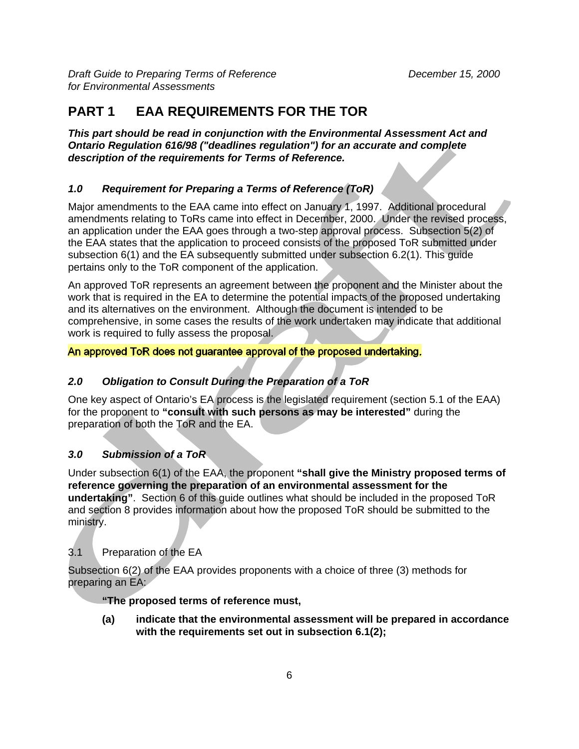# PART 1 EAA REQUIREMENTS FOR THE TOR

***This part should be read in conjunction with the Environmental Assessment Act and Ontario Regulation 616/98 ("deadlines regulation") for an accurate and complete description of the requirements for Terms of Reference.***

### *1.0 Requirement for Preparing a Terms of Reference (ToR)*

Major amendments to the EAA came into effect on January 1, 1997. Additional procedural amendments relating to ToRs came into effect in December, 2000. Under the revised process, an application under the EAA goes through a two-step approval process. Subsection 5(2) of the EAA states that the application to proceed consists of the proposed ToR submitted under subsection 6(1) and the EA subsequently submitted under subsection 6.2(1). This guide pertains only to the ToR component of the application.

An approved ToR represents an agreement between the proponent and the Minister about the work that is required in the EA to determine the potential impacts of the proposed undertaking and its alternatives on the environment. Although the document is intended to be comprehensive, in some cases the results of the work undertaken may indicate that additional work is required to fully assess the proposal.

An approved ToR does not guarantee approval of the proposed undertaking.

### *2.0 Obligation to Consult During the Preparation of a ToR*

One key aspect of Ontario's EA process is the legislated requirement (section 5.1 of the EAA) for the proponent to **"consult with such persons as may be interested"** during the preparation of both the ToR and the EA.

### *3.0 Submission of a ToR*

Under subsection 6(1) of the EAA, the proponent **"shall give the Ministry proposed terms of reference governing the preparation of an environmental assessment for the undertaking"**. Section 6 of this guide outlines what should be included in the proposed ToR and section 8 provides information about how the proposed ToR should be submitted to the ministry.

#### 3.1 Preparation of the EA

Subsection 6(2) of the EAA provides proponents with a choice of three (3) methods for preparing an EA:

> **"The proposed terms of reference must,**
>
> **(a) indicate that the environmental assessment will be prepared in accordance with the requirements set out in subsection 6.1(2);**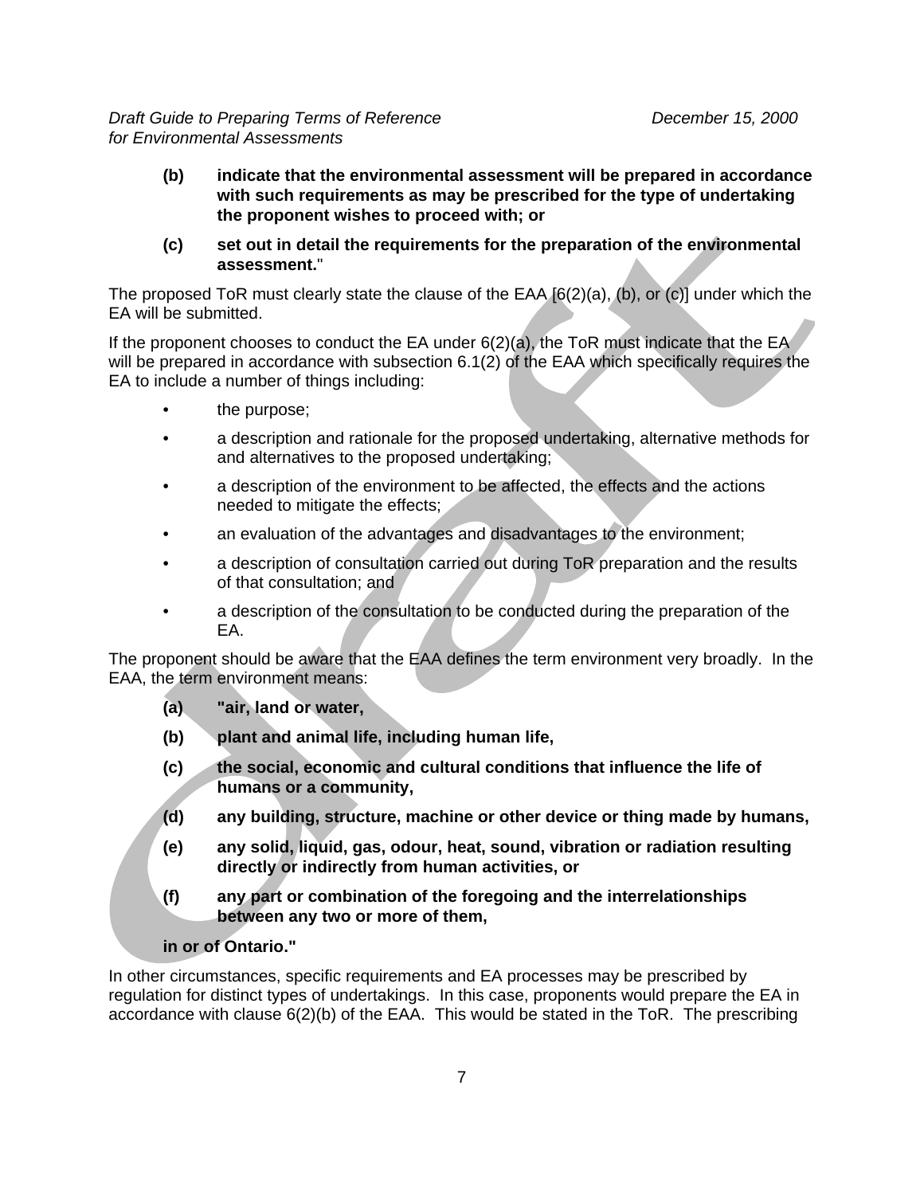**(b) indicate that the environmental assessment will be prepared in accordance with such requirements as may be prescribed for the type of undertaking the proponent wishes to proceed with; or**

**(c) set out in detail the requirements for the preparation of the environmental assessment.**"

The proposed ToR must clearly state the clause of the EAA [6(2)(a), (b), or (c)] under which the EA will be submitted.

If the proponent chooses to conduct the EA under 6(2)(a), the ToR must indicate that the EA will be prepared in accordance with subsection 6.1(2) of the EAA which specifically requires the EA to include a number of things including:

- the purpose;
- a description and rationale for the proposed undertaking, alternative methods for and alternatives to the proposed undertaking;
- a description of the environment to be affected, the effects and the actions needed to mitigate the effects;
- an evaluation of the advantages and disadvantages to the environment;
- a description of consultation carried out during ToR preparation and the results of that consultation; and
- a description of the consultation to be conducted during the preparation of the EA.

The proponent should be aware that the EAA defines the term environment very broadly. In the EAA, the term environment means:

**(a) "air, land or water,**

**(b) plant and animal life, including human life,**

**(c) the social, economic and cultural conditions that influence the life of humans or a community,**

**(d) any building, structure, machine or other device or thing made by humans,**

**(e) any solid, liquid, gas, odour, heat, sound, vibration or radiation resulting directly or indirectly from human activities, or**

**(f) any part or combination of the foregoing and the interrelationships between any two or more of them,**

**in or of Ontario."**

In other circumstances, specific requirements and EA processes may be prescribed by regulation for distinct types of undertakings. In this case, proponents would prepare the EA in accordance with clause 6(2)(b) of the EAA. This would be stated in the ToR. The prescribing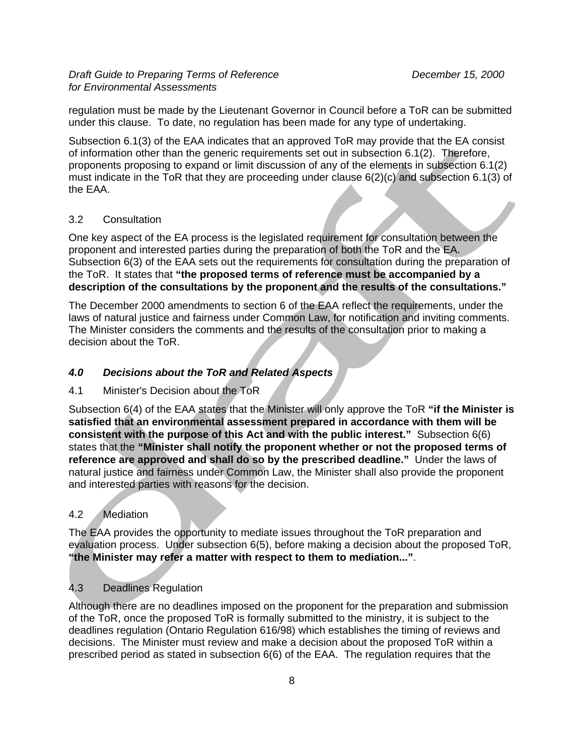regulation must be made by the Lieutenant Governor in Council before a ToR can be submitted under this clause. To date, no regulation has been made for any type of undertaking.

Subsection 6.1(3) of the EAA indicates that an approved ToR may provide that the EA consist of information other than the generic requirements set out in subsection 6.1(2). Therefore, proponents proposing to expand or limit discussion of any of the elements in subsection 6.1(2) must indicate in the ToR that they are proceeding under clause 6(2)(c) and subsection 6.1(3) of the EAA.

### 3.2 Consultation

One key aspect of the EA process is the legislated requirement for consultation between the proponent and interested parties during the preparation of both the ToR and the EA. Subsection 6(3) of the EAA sets out the requirements for consultation during the preparation of the ToR. It states that **"the proposed terms of reference must be accompanied by a description of the consultations by the proponent and the results of the consultations."**

The December 2000 amendments to section 6 of the EAA reflect the requirements, under the laws of natural justice and fairness under Common Law, for notification and inviting comments. The Minister considers the comments and the results of the consultation prior to making a decision about the ToR.

## *4.0 Decisions about the ToR and Related Aspects*

### 4.1 Minister's Decision about the ToR

Subsection 6(4) of the EAA states that the Minister will only approve the ToR **"if the Minister is satisfied that an environmental assessment prepared in accordance with them will be consistent with the purpose of this Act and with the public interest."** Subsection 6(6) states that the **"Minister shall notify the proponent whether or not the proposed terms of reference are approved and shall do so by the prescribed deadline."** Under the laws of natural justice and fairness under Common Law, the Minister shall also provide the proponent and interested parties with reasons for the decision.

### 4.2 Mediation

The EAA provides the opportunity to mediate issues throughout the ToR preparation and evaluation process. Under subsection 6(5), before making a decision about the proposed ToR, **"the Minister may refer a matter with respect to them to mediation..."**.

### 4.3 Deadlines Regulation

Although there are no deadlines imposed on the proponent for the preparation and submission of the ToR, once the proposed ToR is formally submitted to the ministry, it is subject to the deadlines regulation (Ontario Regulation 616/98) which establishes the timing of reviews and decisions. The Minister must review and make a decision about the proposed ToR within a prescribed period as stated in subsection 6(6) of the EAA. The regulation requires that the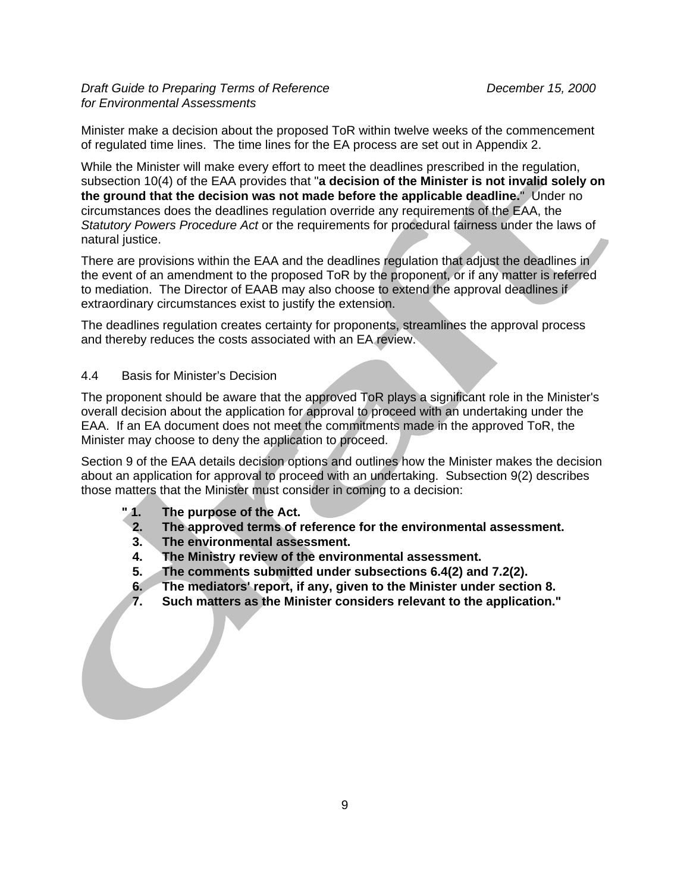Minister make a decision about the proposed ToR within twelve weeks of the commencement of regulated time lines. The time lines for the EA process are set out in Appendix 2.

While the Minister will make every effort to meet the deadlines prescribed in the regulation, subsection 10(4) of the EAA provides that "**a decision of the Minister is not invalid solely on the ground that the decision was not made before the applicable deadline.**" Under no circumstances does the deadlines regulation override any requirements of the EAA, the *Statutory Powers Procedure Act* or the requirements for procedural fairness under the laws of natural justice.

There are provisions within the EAA and the deadlines regulation that adjust the deadlines in the event of an amendment to the proposed ToR by the proponent, or if any matter is referred to mediation. The Director of EAAB may also choose to extend the approval deadlines if extraordinary circumstances exist to justify the extension.

The deadlines regulation creates certainty for proponents, streamlines the approval process and thereby reduces the costs associated with an EA review.

### 4.4 Basis for Minister's Decision

The proponent should be aware that the approved ToR plays a significant role in the Minister's overall decision about the application for approval to proceed with an undertaking under the EAA. If an EA document does not meet the commitments made in the approved ToR, the Minister may choose to deny the application to proceed.

Section 9 of the EAA details decision options and outlines how the Minister makes the decision about an application for approval to proceed with an undertaking. Subsection 9(2) describes those matters that the Minister must consider in coming to a decision:

**" 1. The purpose of the Act.**
**2. The approved terms of reference for the environmental assessment.**
**3. The environmental assessment.**
**4. The Ministry review of the environmental assessment.**
**5. The comments submitted under subsections 6.4(2) and 7.2(2).**
**6. The mediators' report, if any, given to the Minister under section 8.**
**7. Such matters as the Minister considers relevant to the application."**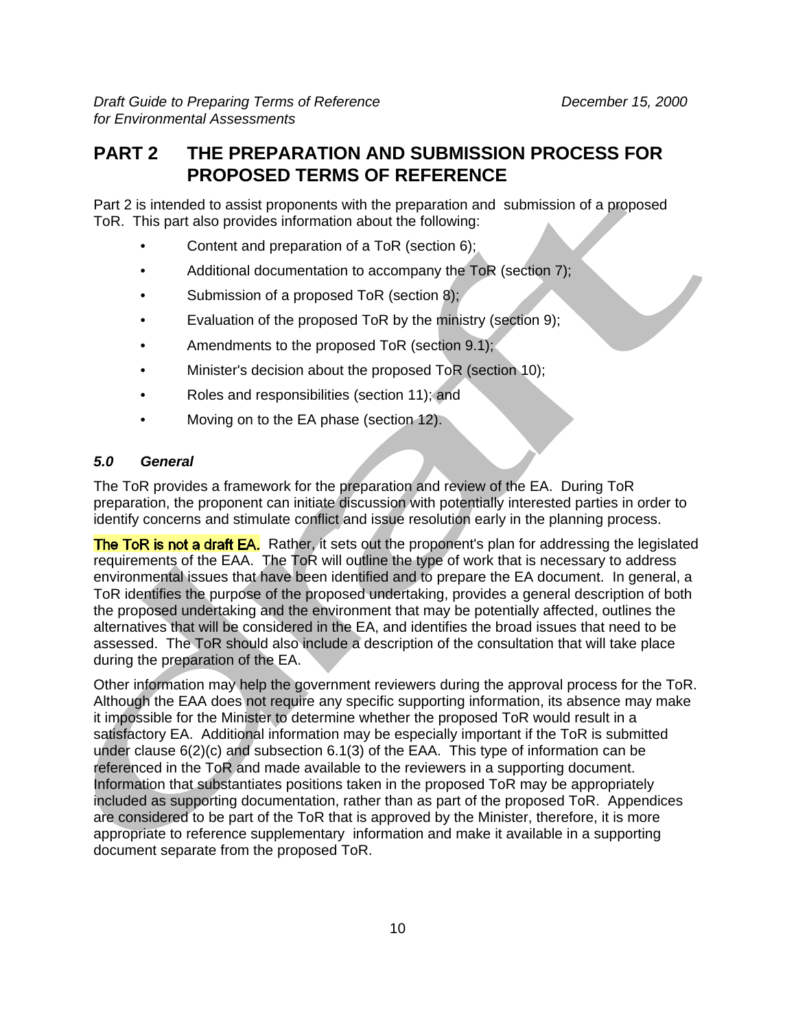# PART 2 THE PREPARATION AND SUBMISSION PROCESS FOR PROPOSED TERMS OF REFERENCE

Part 2 is intended to assist proponents with the preparation and submission of a proposed ToR. This part also provides information about the following:

- Content and preparation of a ToR (section 6);
- Additional documentation to accompany the ToR (section 7);
- Submission of a proposed ToR (section 8);
- Evaluation of the proposed ToR by the ministry (section 9);
- Amendments to the proposed ToR (section 9.1);
- Minister's decision about the proposed ToR (section 10);
- Roles and responsibilities (section 11); and
- Moving on to the EA phase (section 12).

### *5.0 General*

The ToR provides a framework for the preparation and review of the EA. During ToR preparation, the proponent can initiate discussion with potentially interested parties in order to identify concerns and stimulate conflict and issue resolution early in the planning process.

**The ToR is not a draft EA.** Rather, it sets out the proponent's plan for addressing the legislated requirements of the EAA. The ToR will outline the type of work that is necessary to address environmental issues that have been identified and to prepare the EA document. In general, a ToR identifies the purpose of the proposed undertaking, provides a general description of both the proposed undertaking and the environment that may be potentially affected, outlines the alternatives that will be considered in the EA, and identifies the broad issues that need to be assessed. The ToR should also include a description of the consultation that will take place during the preparation of the EA.

Other information may help the government reviewers during the approval process for the ToR. Although the EAA does not require any specific supporting information, its absence may make it impossible for the Minister to determine whether the proposed ToR would result in a satisfactory EA. Additional information may be especially important if the ToR is submitted under clause 6(2)(c) and subsection 6.1(3) of the EAA. This type of information can be referenced in the ToR and made available to the reviewers in a supporting document. Information that substantiates positions taken in the proposed ToR may be appropriately included as supporting documentation, rather than as part of the proposed ToR. Appendices are considered to be part of the ToR that is approved by the Minister, therefore, it is more appropriate to reference supplementary information and make it available in a supporting document separate from the proposed ToR.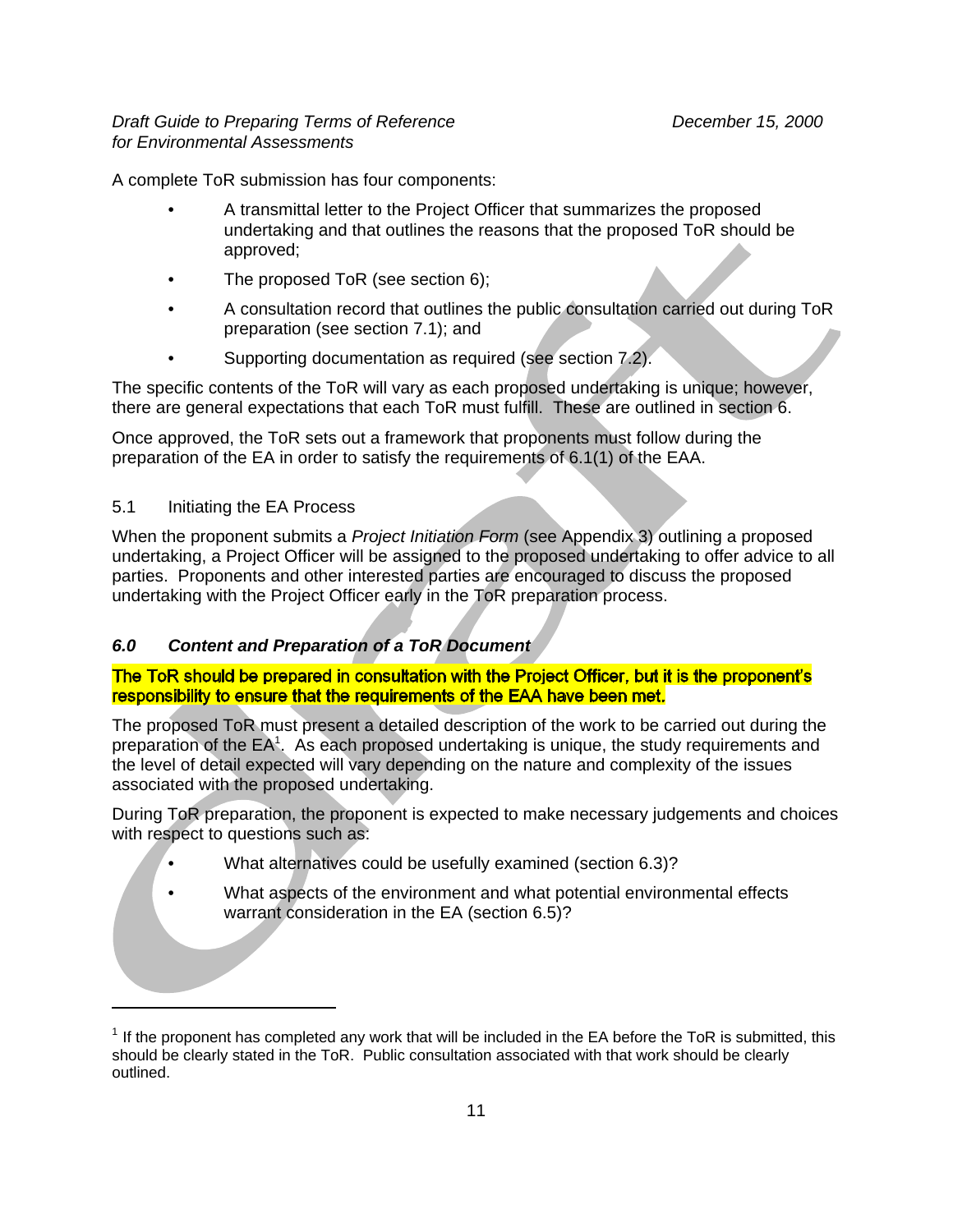A complete ToR submission has four components:

- A transmittal letter to the Project Officer that summarizes the proposed undertaking and that outlines the reasons that the proposed ToR should be approved;
- The proposed ToR (see section 6);
- A consultation record that outlines the public consultation carried out during ToR preparation (see section 7.1); and
- Supporting documentation as required (see section 7.2).

The specific contents of the ToR will vary as each proposed undertaking is unique; however, there are general expectations that each ToR must fulfill. These are outlined in section 6.

Once approved, the ToR sets out a framework that proponents must follow during the preparation of the EA in order to satisfy the requirements of 6.1(1) of the EAA.

## 5.1 Initiating the EA Process

When the proponent submits a *Project Initiation Form* (see Appendix 3) outlining a proposed undertaking, a Project Officer will be assigned to the proposed undertaking to offer advice to all parties. Proponents and other interested parties are encouraged to discuss the proposed undertaking with the Project Officer early in the ToR preparation process.

## *6.0 Content and Preparation of a ToR Document*

The ToR should be prepared in consultation with the Project Officer, but it is the proponent's responsibility to ensure that the requirements of the EAA have been met.

The proposed ToR must present a detailed description of the work to be carried out during the preparation of the EA[1]. As each proposed undertaking is unique, the study requirements and the level of detail expected will vary depending on the nature and complexity of the issues associated with the proposed undertaking.

During ToR preparation, the proponent is expected to make necessary judgements and choices with respect to questions such as:

- What alternatives could be usefully examined (section 6.3)?
- What aspects of the environment and what potential environmental effects warrant consideration in the EA (section 6.5)?

---

[1] If the proponent has completed any work that will be included in the EA before the ToR is submitted, this should be clearly stated in the ToR. Public consultation associated with that work should be clearly outlined.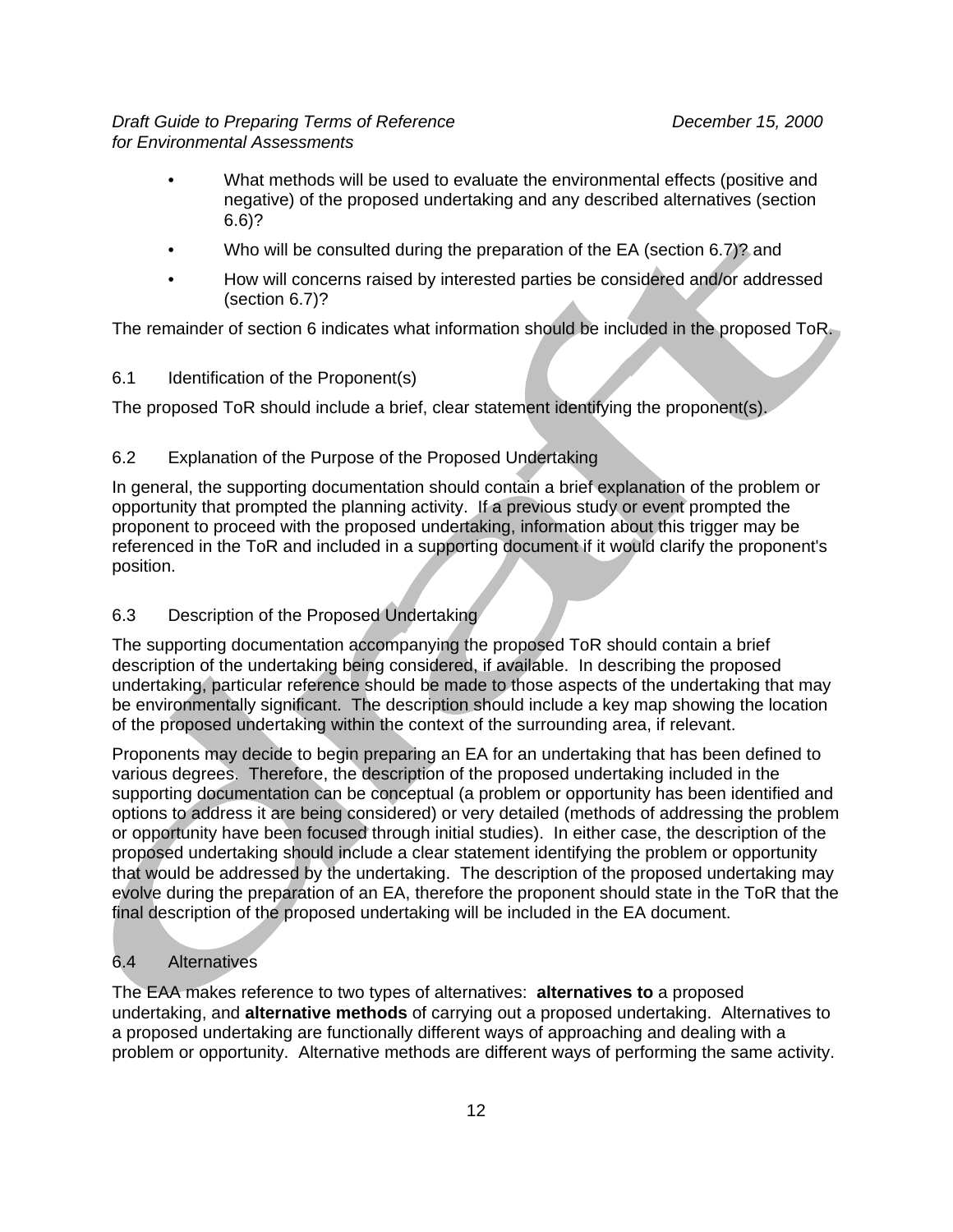- What methods will be used to evaluate the environmental effects (positive and negative) of the proposed undertaking and any described alternatives (section 6.6)?
- Who will be consulted during the preparation of the EA (section 6.7)? and
- How will concerns raised by interested parties be considered and/or addressed (section 6.7)?

The remainder of section 6 indicates what information should be included in the proposed ToR.

### 6.1 Identification of the Proponent(s)

The proposed ToR should include a brief, clear statement identifying the proponent(s).

### 6.2 Explanation of the Purpose of the Proposed Undertaking

In general, the supporting documentation should contain a brief explanation of the problem or opportunity that prompted the planning activity. If a previous study or event prompted the proponent to proceed with the proposed undertaking, information about this trigger may be referenced in the ToR and included in a supporting document if it would clarify the proponent's position.

### 6.3 Description of the Proposed Undertaking

The supporting documentation accompanying the proposed ToR should contain a brief description of the undertaking being considered, if available. In describing the proposed undertaking, particular reference should be made to those aspects of the undertaking that may be environmentally significant. The description should include a key map showing the location of the proposed undertaking within the context of the surrounding area, if relevant.

Proponents may decide to begin preparing an EA for an undertaking that has been defined to various degrees. Therefore, the description of the proposed undertaking included in the supporting documentation can be conceptual (a problem or opportunity has been identified and options to address it are being considered) or very detailed (methods of addressing the problem or opportunity have been focused through initial studies). In either case, the description of the proposed undertaking should include a clear statement identifying the problem or opportunity that would be addressed by the undertaking. The description of the proposed undertaking may evolve during the preparation of an EA, therefore the proponent should state in the ToR that the final description of the proposed undertaking will be included in the EA document.

### 6.4 Alternatives

The EAA makes reference to two types of alternatives: **alternatives to** a proposed undertaking, and **alternative methods** of carrying out a proposed undertaking. Alternatives to a proposed undertaking are functionally different ways of approaching and dealing with a problem or opportunity. Alternative methods are different ways of performing the same activity.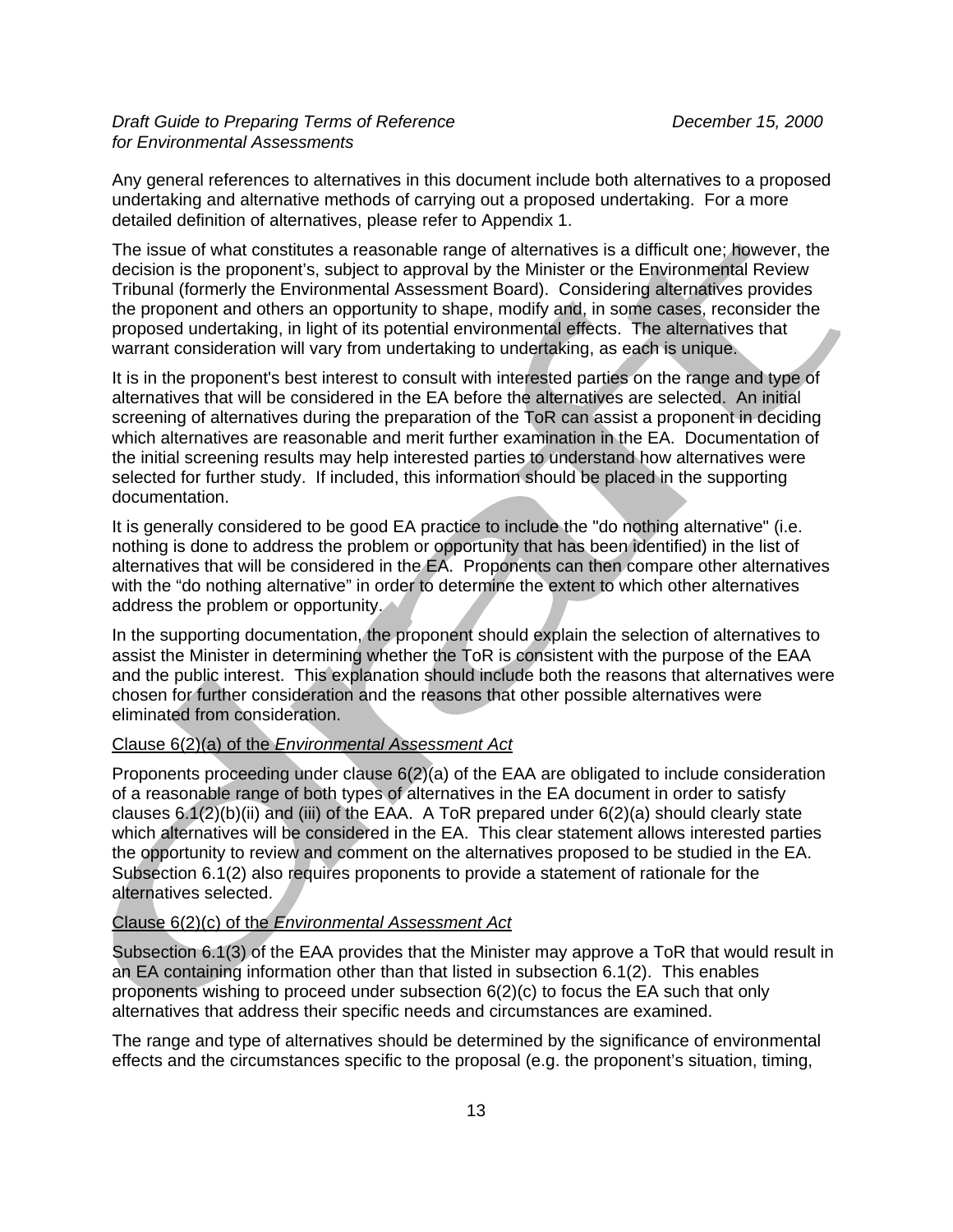Any general references to alternatives in this document include both alternatives to a proposed undertaking and alternative methods of carrying out a proposed undertaking. For a more detailed definition of alternatives, please refer to Appendix 1.

The issue of what constitutes a reasonable range of alternatives is a difficult one; however, the decision is the proponent's, subject to approval by the Minister or the Environmental Review Tribunal (formerly the Environmental Assessment Board). Considering alternatives provides the proponent and others an opportunity to shape, modify and, in some cases, reconsider the proposed undertaking, in light of its potential environmental effects. The alternatives that warrant consideration will vary from undertaking to undertaking, as each is unique.

It is in the proponent's best interest to consult with interested parties on the range and type of alternatives that will be considered in the EA before the alternatives are selected. An initial screening of alternatives during the preparation of the ToR can assist a proponent in deciding which alternatives are reasonable and merit further examination in the EA. Documentation of the initial screening results may help interested parties to understand how alternatives were selected for further study. If included, this information should be placed in the supporting documentation.

It is generally considered to be good EA practice to include the "do nothing alternative" (i.e. nothing is done to address the problem or opportunity that has been identified) in the list of alternatives that will be considered in the EA. Proponents can then compare other alternatives with the "do nothing alternative" in order to determine the extent to which other alternatives address the problem or opportunity.

In the supporting documentation, the proponent should explain the selection of alternatives to assist the Minister in determining whether the ToR is consistent with the purpose of the EAA and the public interest. This explanation should include both the reasons that alternatives were chosen for further consideration and the reasons that other possible alternatives were eliminated from consideration.

Clause 6(2)(a) of the *Environmental Assessment Act*

Proponents proceeding under clause 6(2)(a) of the EAA are obligated to include consideration of a reasonable range of both types of alternatives in the EA document in order to satisfy clauses 6.1(2)(b)(ii) and (iii) of the EAA. A ToR prepared under 6(2)(a) should clearly state which alternatives will be considered in the EA. This clear statement allows interested parties the opportunity to review and comment on the alternatives proposed to be studied in the EA. Subsection 6.1(2) also requires proponents to provide a statement of rationale for the alternatives selected.

Clause 6(2)(c) of the *Environmental Assessment Act*

Subsection 6.1(3) of the EAA provides that the Minister may approve a ToR that would result in an EA containing information other than that listed in subsection 6.1(2). This enables proponents wishing to proceed under subsection 6(2)(c) to focus the EA such that only alternatives that address their specific needs and circumstances are examined.

The range and type of alternatives should be determined by the significance of environmental effects and the circumstances specific to the proposal (e.g. the proponent's situation, timing,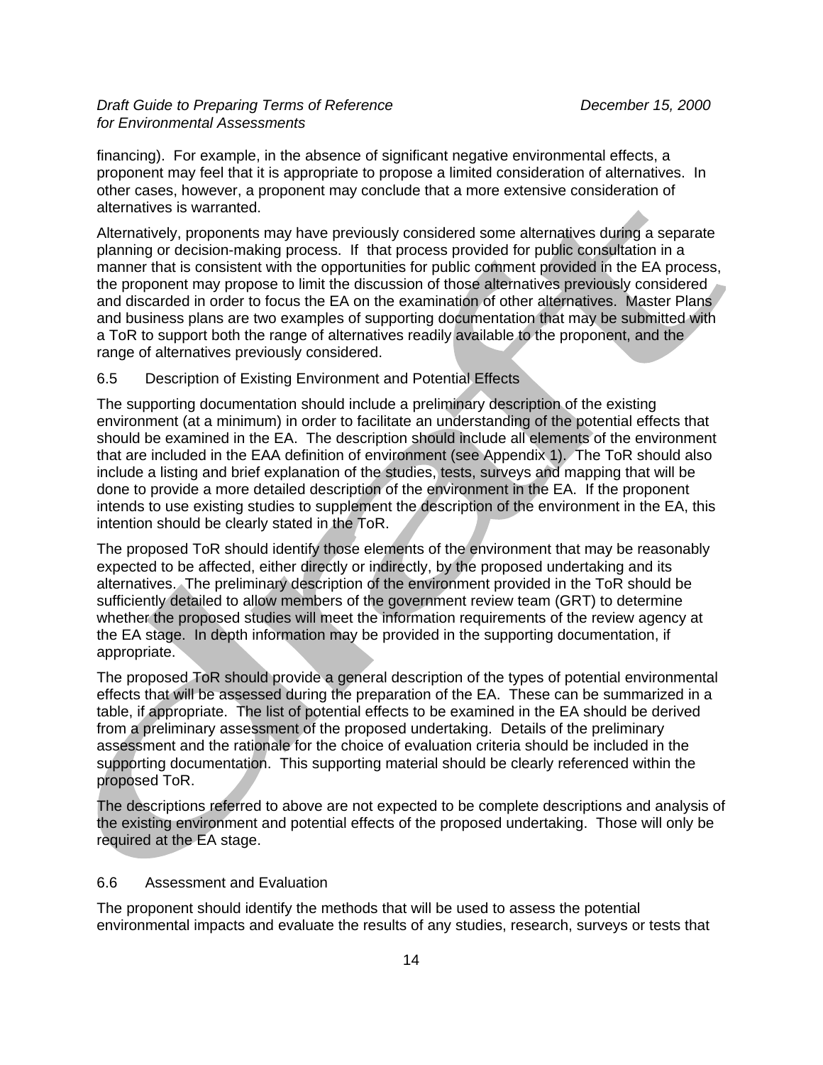financing). For example, in the absence of significant negative environmental effects, a proponent may feel that it is appropriate to propose a limited consideration of alternatives. In other cases, however, a proponent may conclude that a more extensive consideration of alternatives is warranted.

Alternatively, proponents may have previously considered some alternatives during a separate planning or decision-making process. If that process provided for public consultation in a manner that is consistent with the opportunities for public comment provided in the EA process, the proponent may propose to limit the discussion of those alternatives previously considered and discarded in order to focus the EA on the examination of other alternatives. Master Plans and business plans are two examples of supporting documentation that may be submitted with a ToR to support both the range of alternatives readily available to the proponent, and the range of alternatives previously considered.

### 6.5 Description of Existing Environment and Potential Effects

The supporting documentation should include a preliminary description of the existing environment (at a minimum) in order to facilitate an understanding of the potential effects that should be examined in the EA. The description should include all elements of the environment that are included in the EAA definition of environment (see Appendix 1). The ToR should also include a listing and brief explanation of the studies, tests, surveys and mapping that will be done to provide a more detailed description of the environment in the EA. If the proponent intends to use existing studies to supplement the description of the environment in the EA, this intention should be clearly stated in the ToR.

The proposed ToR should identify those elements of the environment that may be reasonably expected to be affected, either directly or indirectly, by the proposed undertaking and its alternatives. The preliminary description of the environment provided in the ToR should be sufficiently detailed to allow members of the government review team (GRT) to determine whether the proposed studies will meet the information requirements of the review agency at the EA stage. In depth information may be provided in the supporting documentation, if appropriate.

The proposed ToR should provide a general description of the types of potential environmental effects that will be assessed during the preparation of the EA. These can be summarized in a table, if appropriate. The list of potential effects to be examined in the EA should be derived from a preliminary assessment of the proposed undertaking. Details of the preliminary assessment and the rationale for the choice of evaluation criteria should be included in the supporting documentation. This supporting material should be clearly referenced within the proposed ToR.

The descriptions referred to above are not expected to be complete descriptions and analysis of the existing environment and potential effects of the proposed undertaking. Those will only be required at the EA stage.

### 6.6 Assessment and Evaluation

The proponent should identify the methods that will be used to assess the potential environmental impacts and evaluate the results of any studies, research, surveys or tests that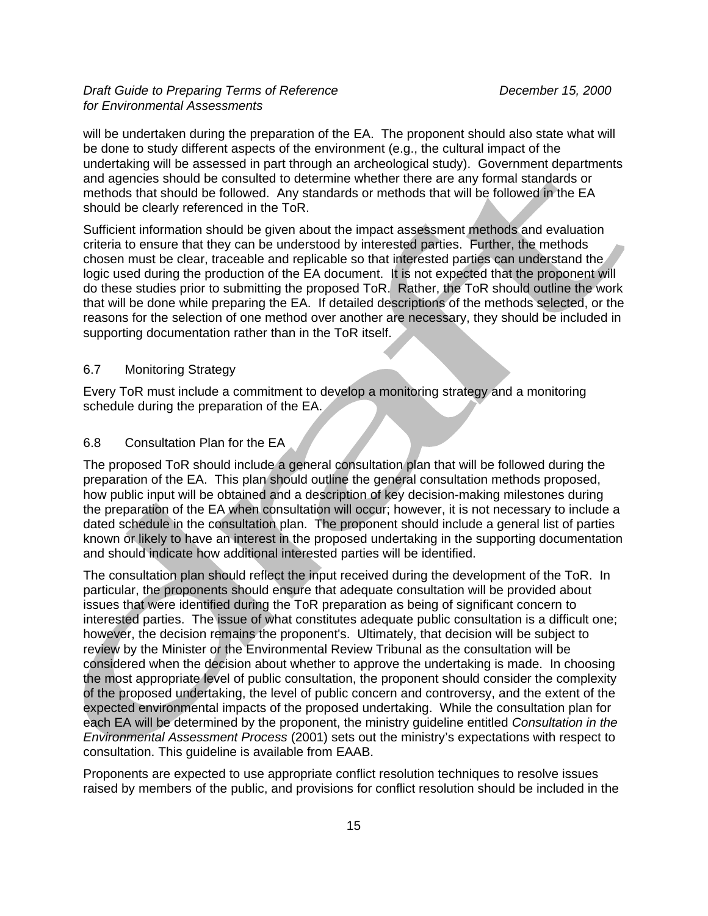will be undertaken during the preparation of the EA. The proponent should also state what will be done to study different aspects of the environment (e.g., the cultural impact of the undertaking will be assessed in part through an archeological study). Government departments and agencies should be consulted to determine whether there are any formal standards or methods that should be followed. Any standards or methods that will be followed in the EA should be clearly referenced in the ToR.

Sufficient information should be given about the impact assessment methods and evaluation criteria to ensure that they can be understood by interested parties. Further, the methods chosen must be clear, traceable and replicable so that interested parties can understand the logic used during the production of the EA document. It is not expected that the proponent will do these studies prior to submitting the proposed ToR. Rather, the ToR should outline the work that will be done while preparing the EA. If detailed descriptions of the methods selected, or the reasons for the selection of one method over another are necessary, they should be included in supporting documentation rather than in the ToR itself.

### 6.7 Monitoring Strategy

Every ToR must include a commitment to develop a monitoring strategy and a monitoring schedule during the preparation of the EA.

### 6.8 Consultation Plan for the EA

The proposed ToR should include a general consultation plan that will be followed during the preparation of the EA. This plan should outline the general consultation methods proposed, how public input will be obtained and a description of key decision-making milestones during the preparation of the EA when consultation will occur; however, it is not necessary to include a dated schedule in the consultation plan. The proponent should include a general list of parties known or likely to have an interest in the proposed undertaking in the supporting documentation and should indicate how additional interested parties will be identified.

The consultation plan should reflect the input received during the development of the ToR. In particular, the proponents should ensure that adequate consultation will be provided about issues that were identified during the ToR preparation as being of significant concern to interested parties. The issue of what constitutes adequate public consultation is a difficult one; however, the decision remains the proponent's. Ultimately, that decision will be subject to review by the Minister or the Environmental Review Tribunal as the consultation will be considered when the decision about whether to approve the undertaking is made. In choosing the most appropriate level of public consultation, the proponent should consider the complexity of the proposed undertaking, the level of public concern and controversy, and the extent of the expected environmental impacts of the proposed undertaking. While the consultation plan for each EA will be determined by the proponent, the ministry guideline entitled *Consultation in the Environmental Assessment Process* (2001) sets out the ministry's expectations with respect to consultation. This guideline is available from EAAB.

Proponents are expected to use appropriate conflict resolution techniques to resolve issues raised by members of the public, and provisions for conflict resolution should be included in the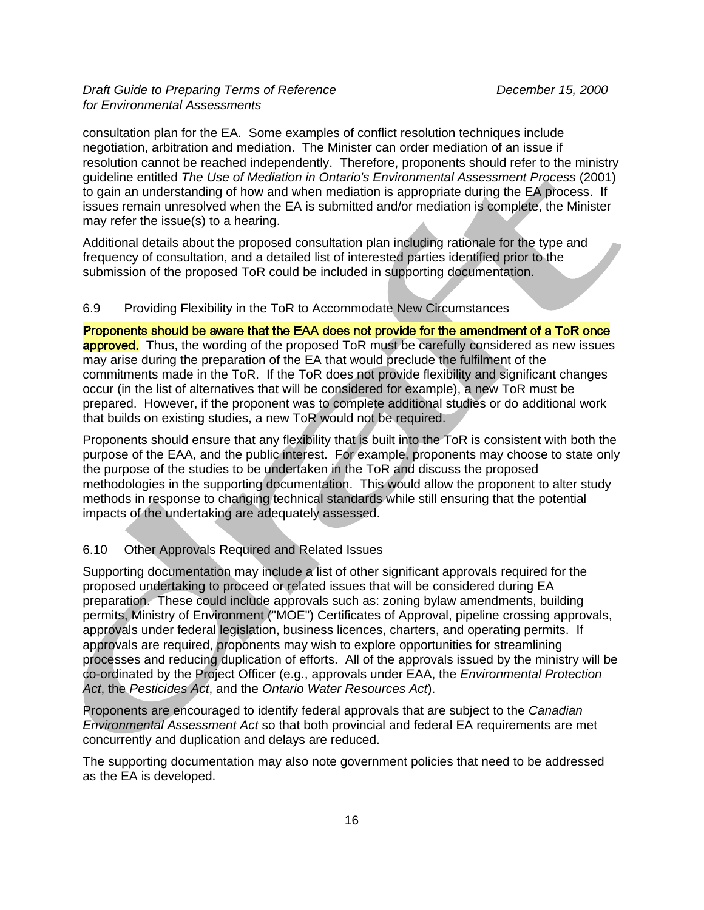consultation plan for the EA. Some examples of conflict resolution techniques include negotiation, arbitration and mediation. The Minister can order mediation of an issue if resolution cannot be reached independently. Therefore, proponents should refer to the ministry guideline entitled *The Use of Mediation in Ontario's Environmental Assessment Process* (2001) to gain an understanding of how and when mediation is appropriate during the EA process. If issues remain unresolved when the EA is submitted and/or mediation is complete, the Minister may refer the issue(s) to a hearing.

Additional details about the proposed consultation plan including rationale for the type and frequency of consultation, and a detailed list of interested parties identified prior to the submission of the proposed ToR could be included in supporting documentation.

## 6.9 Providing Flexibility in the ToR to Accommodate New Circumstances

**Proponents should be aware that the EAA does not provide for the amendment of a ToR once approved.** Thus, the wording of the proposed ToR must be carefully considered as new issues may arise during the preparation of the EA that would preclude the fulfilment of the commitments made in the ToR. If the ToR does not provide flexibility and significant changes occur (in the list of alternatives that will be considered for example), a new ToR must be prepared. However, if the proponent was to complete additional studies or do additional work that builds on existing studies, a new ToR would not be required.

Proponents should ensure that any flexibility that is built into the ToR is consistent with both the purpose of the EAA, and the public interest. For example, proponents may choose to state only the purpose of the studies to be undertaken in the ToR and discuss the proposed methodologies in the supporting documentation. This would allow the proponent to alter study methods in response to changing technical standards while still ensuring that the potential impacts of the undertaking are adequately assessed.

## 6.10 Other Approvals Required and Related Issues

Supporting documentation may include a list of other significant approvals required for the proposed undertaking to proceed or related issues that will be considered during EA preparation. These could include approvals such as: zoning bylaw amendments, building permits, Ministry of Environment ("MOE") Certificates of Approval, pipeline crossing approvals, approvals under federal legislation, business licences, charters, and operating permits. If approvals are required, proponents may wish to explore opportunities for streamlining processes and reducing duplication of efforts. All of the approvals issued by the ministry will be co-ordinated by the Project Officer (e.g., approvals under EAA, the *Environmental Protection Act*, the *Pesticides Act*, and the *Ontario Water Resources Act*).

Proponents are encouraged to identify federal approvals that are subject to the *Canadian Environmental Assessment Act* so that both provincial and federal EA requirements are met concurrently and duplication and delays are reduced.

The supporting documentation may also note government policies that need to be addressed as the EA is developed.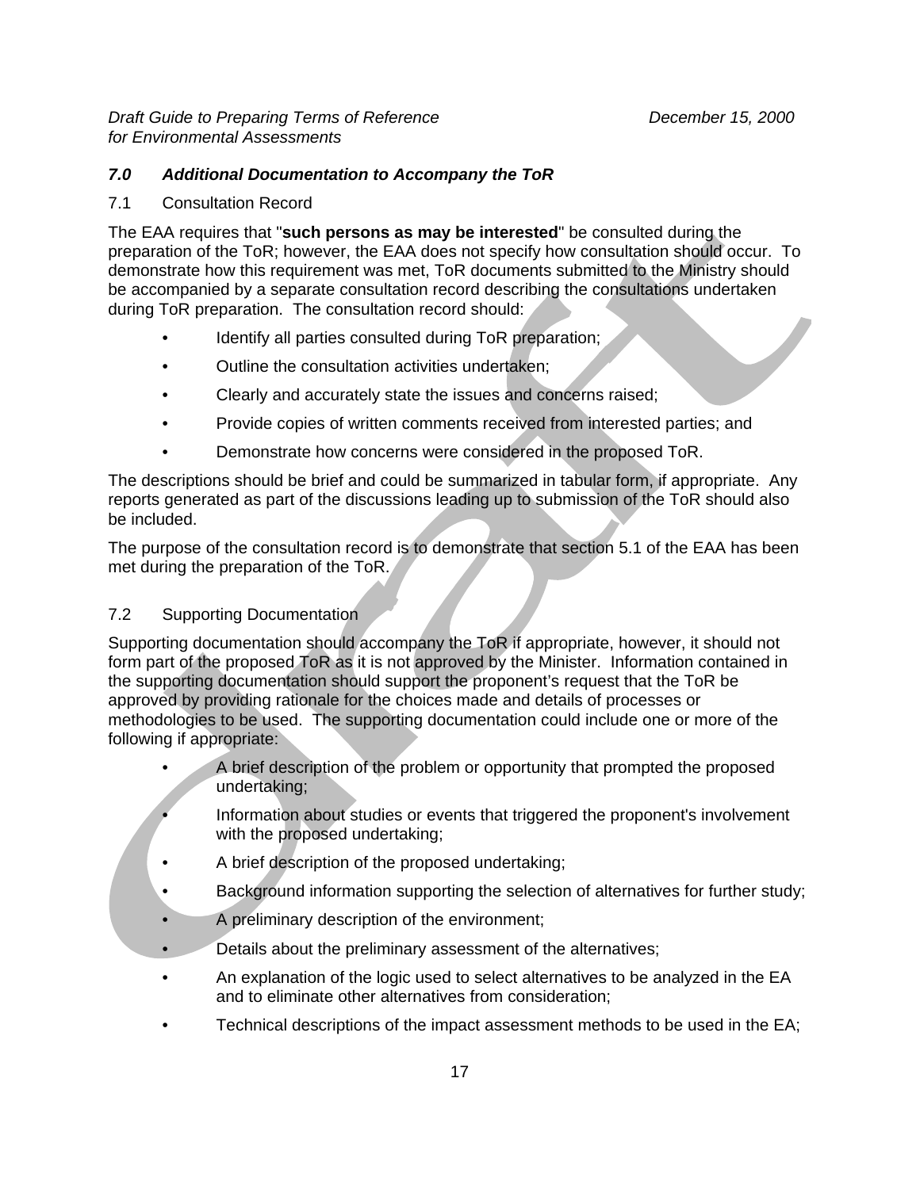## *7.0 Additional Documentation to Accompany the ToR*

### 7.1 Consultation Record

The EAA requires that "**such persons as may be interested**" be consulted during the preparation of the ToR; however, the EAA does not specify how consultation should occur. To demonstrate how this requirement was met, ToR documents submitted to the Ministry should be accompanied by a separate consultation record describing the consultations undertaken during ToR preparation. The consultation record should:

- Identify all parties consulted during ToR preparation;
- Outline the consultation activities undertaken;
- Clearly and accurately state the issues and concerns raised;
- Provide copies of written comments received from interested parties; and
- Demonstrate how concerns were considered in the proposed ToR.

The descriptions should be brief and could be summarized in tabular form, if appropriate. Any reports generated as part of the discussions leading up to submission of the ToR should also be included.

The purpose of the consultation record is to demonstrate that section 5.1 of the EAA has been met during the preparation of the ToR.

### 7.2 Supporting Documentation

Supporting documentation should accompany the ToR if appropriate, however, it should not form part of the proposed ToR as it is not approved by the Minister. Information contained in the supporting documentation should support the proponent's request that the ToR be approved by providing rationale for the choices made and details of processes or methodologies to be used. The supporting documentation could include one or more of the following if appropriate:

- A brief description of the problem or opportunity that prompted the proposed undertaking;
- Information about studies or events that triggered the proponent's involvement with the proposed undertaking;
- A brief description of the proposed undertaking;
- Background information supporting the selection of alternatives for further study;
- A preliminary description of the environment;
- Details about the preliminary assessment of the alternatives;
- An explanation of the logic used to select alternatives to be analyzed in the EA and to eliminate other alternatives from consideration;
- Technical descriptions of the impact assessment methods to be used in the EA;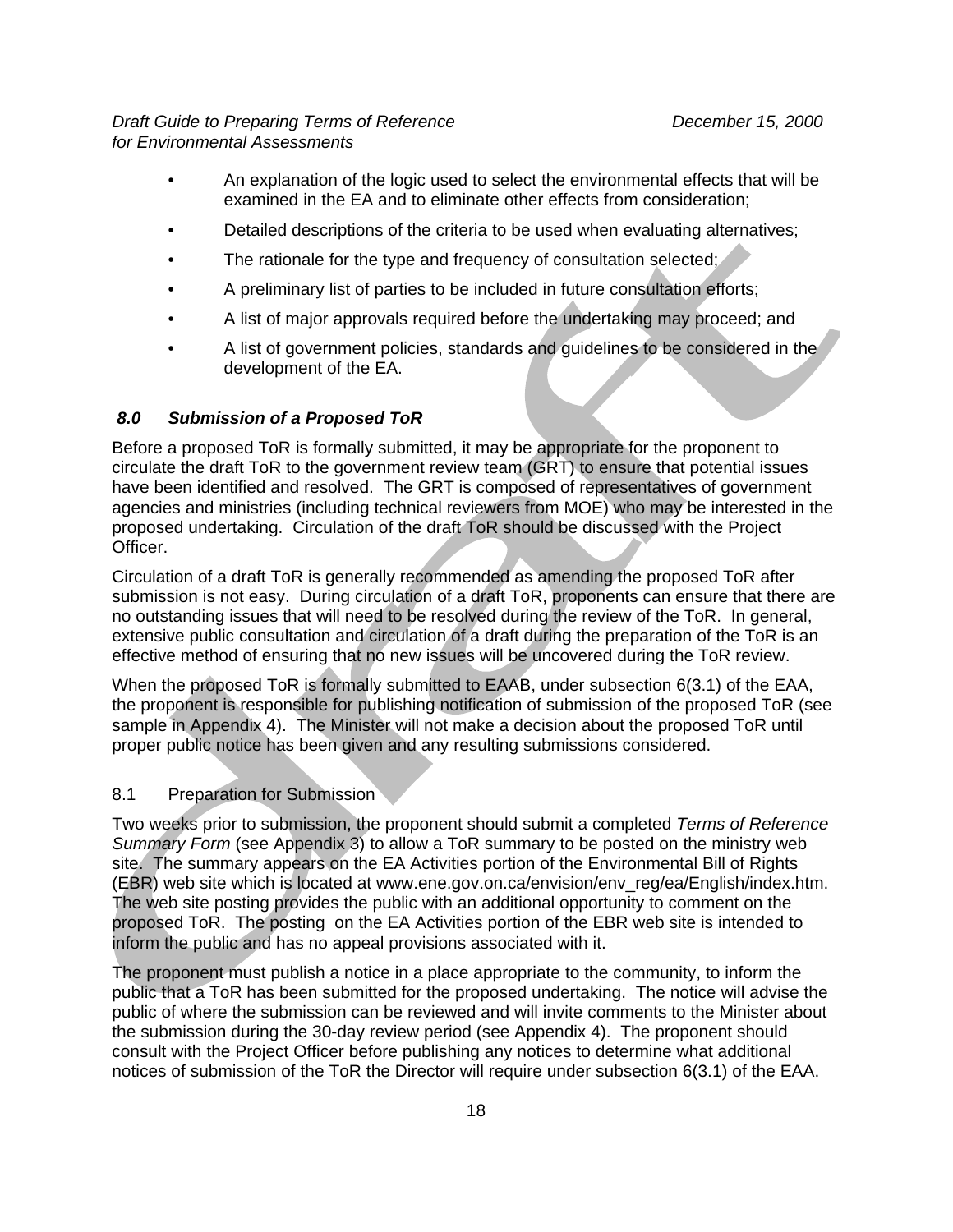- An explanation of the logic used to select the environmental effects that will be examined in the EA and to eliminate other effects from consideration;
- Detailed descriptions of the criteria to be used when evaluating alternatives;
- The rationale for the type and frequency of consultation selected;
- A preliminary list of parties to be included in future consultation efforts;
- A list of major approvals required before the undertaking may proceed; and
- A list of government policies, standards and guidelines to be considered in the development of the EA.

## *8.0 Submission of a Proposed ToR*

Before a proposed ToR is formally submitted, it may be appropriate for the proponent to circulate the draft ToR to the government review team (GRT) to ensure that potential issues have been identified and resolved. The GRT is composed of representatives of government agencies and ministries (including technical reviewers from MOE) who may be interested in the proposed undertaking. Circulation of the draft ToR should be discussed with the Project Officer.

Circulation of a draft ToR is generally recommended as amending the proposed ToR after submission is not easy. During circulation of a draft ToR, proponents can ensure that there are no outstanding issues that will need to be resolved during the review of the ToR. In general, extensive public consultation and circulation of a draft during the preparation of the ToR is an effective method of ensuring that no new issues will be uncovered during the ToR review.

When the proposed ToR is formally submitted to EAAB, under subsection 6(3.1) of the EAA, the proponent is responsible for publishing notification of submission of the proposed ToR (see sample in Appendix 4). The Minister will not make a decision about the proposed ToR until proper public notice has been given and any resulting submissions considered.

### 8.1 Preparation for Submission

Two weeks prior to submission, the proponent should submit a completed *Terms of Reference Summary Form* (see Appendix 3) to allow a ToR summary to be posted on the ministry web site. The summary appears on the EA Activities portion of the Environmental Bill of Rights (EBR) web site which is located at www.ene.gov.on.ca/envision/env_reg/ea/English/index.htm. The web site posting provides the public with an additional opportunity to comment on the proposed ToR. The posting on the EA Activities portion of the EBR web site is intended to inform the public and has no appeal provisions associated with it.

The proponent must publish a notice in a place appropriate to the community, to inform the public that a ToR has been submitted for the proposed undertaking. The notice will advise the public of where the submission can be reviewed and will invite comments to the Minister about the submission during the 30-day review period (see Appendix 4). The proponent should consult with the Project Officer before publishing any notices to determine what additional notices of submission of the ToR the Director will require under subsection 6(3.1) of the EAA.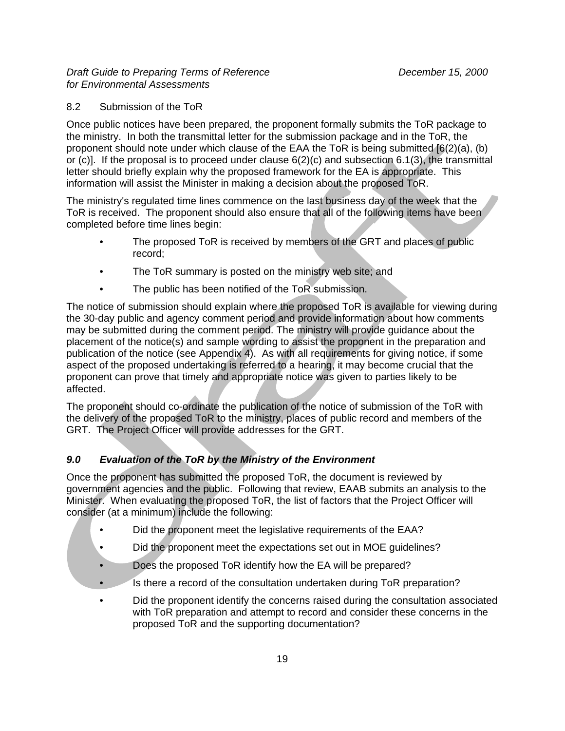### 8.2 Submission of the ToR

Once public notices have been prepared, the proponent formally submits the ToR package to the ministry. In both the transmittal letter for the submission package and in the ToR, the proponent should note under which clause of the EAA the ToR is being submitted [6(2)(a), (b) or (c)]. If the proposal is to proceed under clause 6(2)(c) and subsection 6.1(3), the transmittal letter should briefly explain why the proposed framework for the EA is appropriate. This information will assist the Minister in making a decision about the proposed ToR.

The ministry's regulated time lines commence on the last business day of the week that the ToR is received. The proponent should also ensure that all of the following items have been completed before time lines begin:

- The proposed ToR is received by members of the GRT and places of public record;
- The ToR summary is posted on the ministry web site; and
- The public has been notified of the ToR submission.

The notice of submission should explain where the proposed ToR is available for viewing during the 30-day public and agency comment period and provide information about how comments may be submitted during the comment period. The ministry will provide guidance about the placement of the notice(s) and sample wording to assist the proponent in the preparation and publication of the notice (see Appendix 4). As with all requirements for giving notice, if some aspect of the proposed undertaking is referred to a hearing, it may become crucial that the proponent can prove that timely and appropriate notice was given to parties likely to be affected.

The proponent should co-ordinate the publication of the notice of submission of the ToR with the delivery of the proposed ToR to the ministry, places of public record and members of the GRT. The Project Officer will provide addresses for the GRT.

## *9.0 Evaluation of the ToR by the Ministry of the Environment*

Once the proponent has submitted the proposed ToR, the document is reviewed by government agencies and the public. Following that review, EAAB submits an analysis to the Minister. When evaluating the proposed ToR, the list of factors that the Project Officer will consider (at a minimum) include the following:

- Did the proponent meet the legislative requirements of the EAA?
- Did the proponent meet the expectations set out in MOE guidelines?
- Does the proposed ToR identify how the EA will be prepared?
- Is there a record of the consultation undertaken during ToR preparation?
- Did the proponent identify the concerns raised during the consultation associated with ToR preparation and attempt to record and consider these concerns in the proposed ToR and the supporting documentation?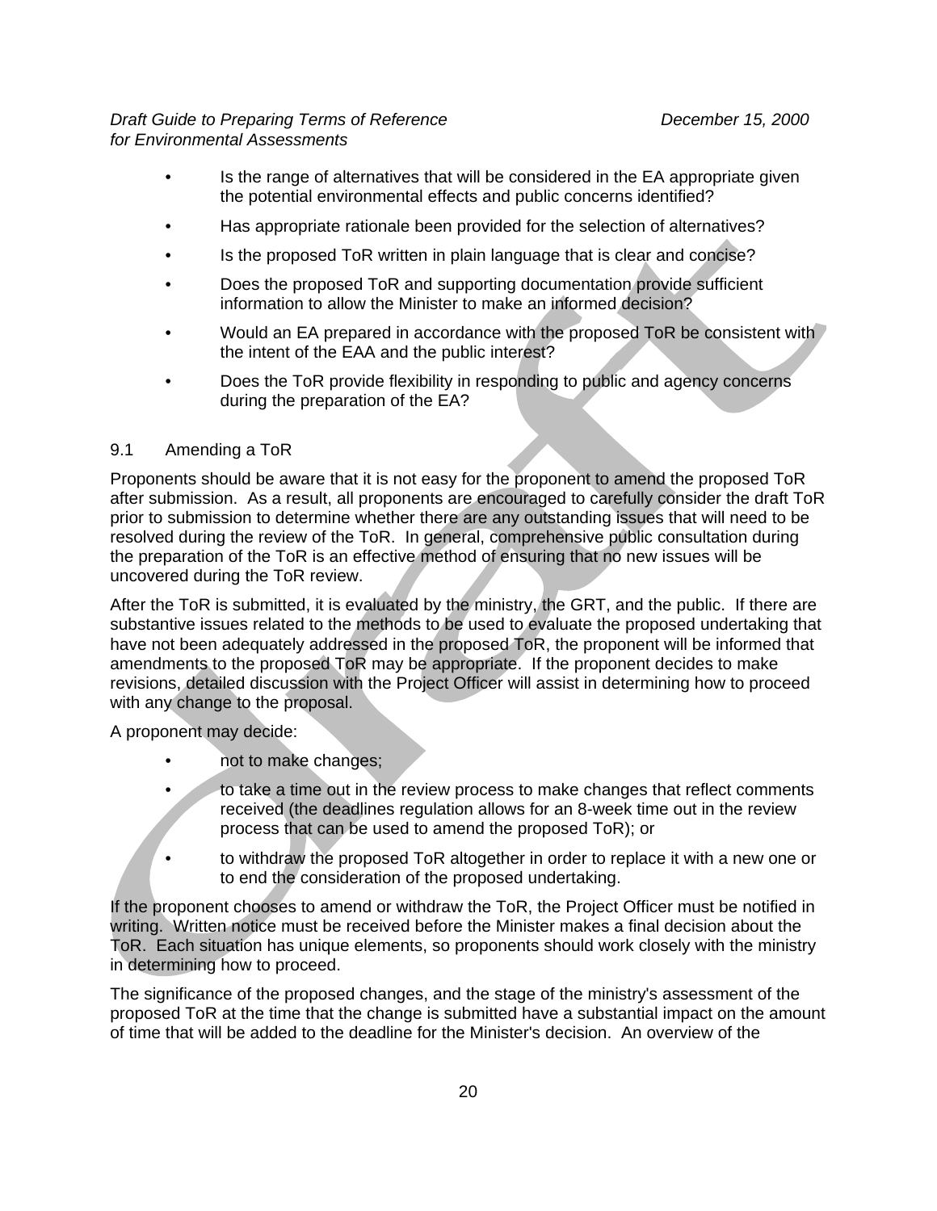- Is the range of alternatives that will be considered in the EA appropriate given the potential environmental effects and public concerns identified?
- Has appropriate rationale been provided for the selection of alternatives?
- Is the proposed ToR written in plain language that is clear and concise?
- Does the proposed ToR and supporting documentation provide sufficient information to allow the Minister to make an informed decision?
- Would an EA prepared in accordance with the proposed ToR be consistent with the intent of the EAA and the public interest?
- Does the ToR provide flexibility in responding to public and agency concerns during the preparation of the EA?

### 9.1 Amending a ToR

Proponents should be aware that it is not easy for the proponent to amend the proposed ToR after submission. As a result, all proponents are encouraged to carefully consider the draft ToR prior to submission to determine whether there are any outstanding issues that will need to be resolved during the review of the ToR. In general, comprehensive public consultation during the preparation of the ToR is an effective method of ensuring that no new issues will be uncovered during the ToR review.

After the ToR is submitted, it is evaluated by the ministry, the GRT, and the public. If there are substantive issues related to the methods to be used to evaluate the proposed undertaking that have not been adequately addressed in the proposed ToR, the proponent will be informed that amendments to the proposed ToR may be appropriate. If the proponent decides to make revisions, detailed discussion with the Project Officer will assist in determining how to proceed with any change to the proposal.

A proponent may decide:

- not to make changes;
- to take a time out in the review process to make changes that reflect comments received (the deadlines regulation allows for an 8-week time out in the review process that can be used to amend the proposed ToR); or
- to withdraw the proposed ToR altogether in order to replace it with a new one or to end the consideration of the proposed undertaking.

If the proponent chooses to amend or withdraw the ToR, the Project Officer must be notified in writing. Written notice must be received before the Minister makes a final decision about the ToR. Each situation has unique elements, so proponents should work closely with the ministry in determining how to proceed.

The significance of the proposed changes, and the stage of the ministry's assessment of the proposed ToR at the time that the change is submitted have a substantial impact on the amount of time that will be added to the deadline for the Minister's decision. An overview of the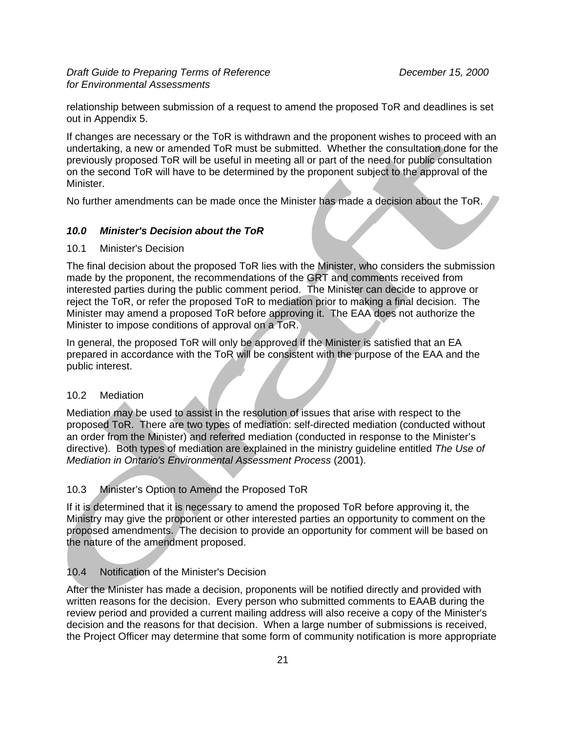relationship between submission of a request to amend the proposed ToR and deadlines is set out in Appendix 5.

If changes are necessary or the ToR is withdrawn and the proponent wishes to proceed with an undertaking, a new or amended ToR must be submitted. Whether the consultation done for the previously proposed ToR will be useful in meeting all or part of the need for public consultation on the second ToR will have to be determined by the proponent subject to the approval of the Minister.

No further amendments can be made once the Minister has made a decision about the ToR.

## *10.0 Minister's Decision about the ToR*

### 10.1 Minister's Decision

The final decision about the proposed ToR lies with the Minister, who considers the submission made by the proponent, the recommendations of the GRT and comments received from interested parties during the public comment period. The Minister can decide to approve or reject the ToR, or refer the proposed ToR to mediation prior to making a final decision. The Minister may amend a proposed ToR before approving it. The EAA does not authorize the Minister to impose conditions of approval on a ToR.

In general, the proposed ToR will only be approved if the Minister is satisfied that an EA prepared in accordance with the ToR will be consistent with the purpose of the EAA and the public interest.

### 10.2 Mediation

Mediation may be used to assist in the resolution of issues that arise with respect to the proposed ToR. There are two types of mediation: self-directed mediation (conducted without an order from the Minister) and referred mediation (conducted in response to the Minister’s directive). Both types of mediation are explained in the ministry guideline entitled *The Use of Mediation in Ontario's Environmental Assessment Process* (2001).

### 10.3 Minister’s Option to Amend the Proposed ToR

If it is determined that it is necessary to amend the proposed ToR before approving it, the Ministry may give the proponent or other interested parties an opportunity to comment on the proposed amendments. The decision to provide an opportunity for comment will be based on the nature of the amendment proposed.

### 10.4 Notification of the Minister's Decision

After the Minister has made a decision, proponents will be notified directly and provided with written reasons for the decision. Every person who submitted comments to EAAB during the review period and provided a current mailing address will also receive a copy of the Minister's decision and the reasons for that decision. When a large number of submissions is received, the Project Officer may determine that some form of community notification is more appropriate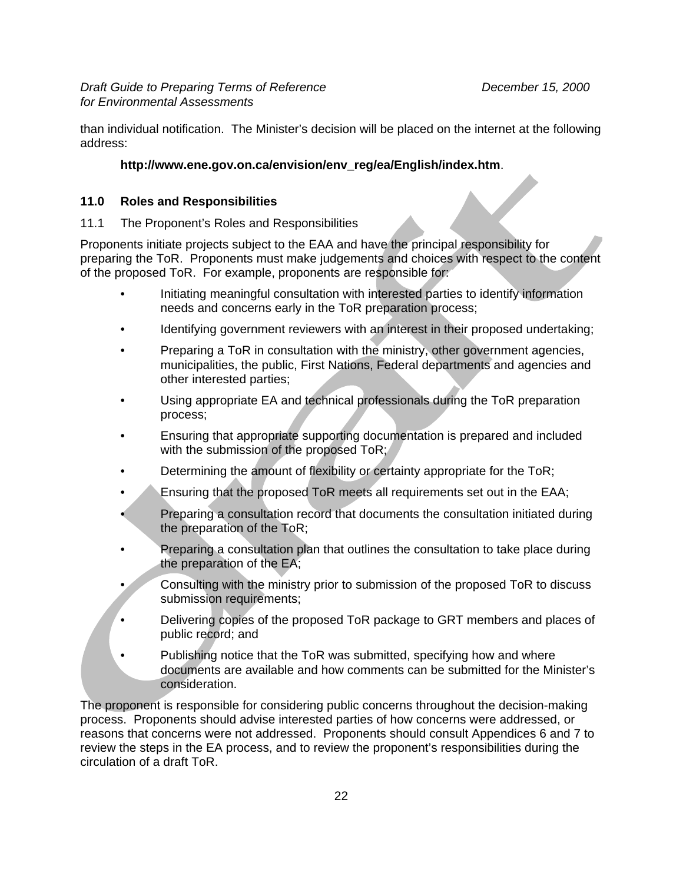than individual notification. The Minister's decision will be placed on the internet at the following address:

**http://www.ene.gov.on.ca/envision/env_reg/ea/English/index.htm**.

## 11.0 Roles and Responsibilities

### 11.1 The Proponent's Roles and Responsibilities

Proponents initiate projects subject to the EAA and have the principal responsibility for preparing the ToR. Proponents must make judgements and choices with respect to the content of the proposed ToR. For example, proponents are responsible for:

- Initiating meaningful consultation with interested parties to identify information needs and concerns early in the ToR preparation process;
- Identifying government reviewers with an interest in their proposed undertaking;
- Preparing a ToR in consultation with the ministry, other government agencies, municipalities, the public, First Nations, Federal departments and agencies and other interested parties;
- Using appropriate EA and technical professionals during the ToR preparation process;
- Ensuring that appropriate supporting documentation is prepared and included with the submission of the proposed ToR;
- Determining the amount of flexibility or certainty appropriate for the ToR;
- Ensuring that the proposed ToR meets all requirements set out in the EAA;
- Preparing a consultation record that documents the consultation initiated during the preparation of the ToR;
- Preparing a consultation plan that outlines the consultation to take place during the preparation of the EA;
- Consulting with the ministry prior to submission of the proposed ToR to discuss submission requirements;
- Delivering copies of the proposed ToR package to GRT members and places of public record; and
- Publishing notice that the ToR was submitted, specifying how and where documents are available and how comments can be submitted for the Minister's consideration.

The proponent is responsible for considering public concerns throughout the decision-making process. Proponents should advise interested parties of how concerns were addressed, or reasons that concerns were not addressed. Proponents should consult Appendices 6 and 7 to review the steps in the EA process, and to review the proponent's responsibilities during the circulation of a draft ToR.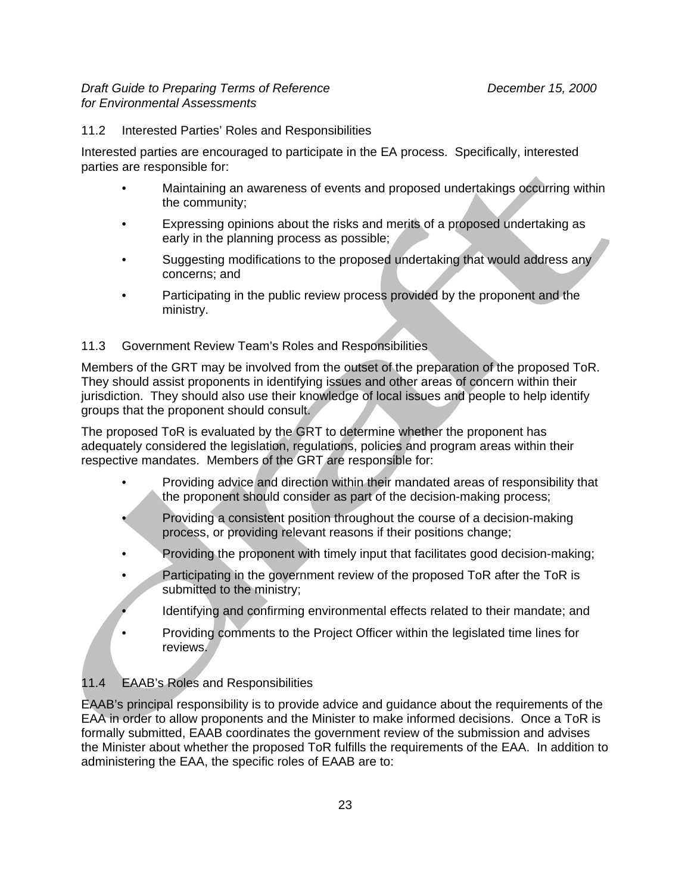### 11.2 Interested Parties' Roles and Responsibilities

Interested parties are encouraged to participate in the EA process. Specifically, interested parties are responsible for:

- Maintaining an awareness of events and proposed undertakings occurring within the community;
- Expressing opinions about the risks and merits of a proposed undertaking as early in the planning process as possible;
- Suggesting modifications to the proposed undertaking that would address any concerns; and
- Participating in the public review process provided by the proponent and the ministry.

### 11.3 Government Review Team's Roles and Responsibilities

Members of the GRT may be involved from the outset of the preparation of the proposed ToR. They should assist proponents in identifying issues and other areas of concern within their jurisdiction. They should also use their knowledge of local issues and people to help identify groups that the proponent should consult.

The proposed ToR is evaluated by the GRT to determine whether the proponent has adequately considered the legislation, regulations, policies and program areas within their respective mandates. Members of the GRT are responsible for:

- Providing advice and direction within their mandated areas of responsibility that the proponent should consider as part of the decision-making process;
- Providing a consistent position throughout the course of a decision-making process, or providing relevant reasons if their positions change;
- Providing the proponent with timely input that facilitates good decision-making;
- Participating in the government review of the proposed ToR after the ToR is submitted to the ministry;
- Identifying and confirming environmental effects related to their mandate; and
- Providing comments to the Project Officer within the legislated time lines for reviews.

### 11.4 EAAB's Roles and Responsibilities

EAAB's principal responsibility is to provide advice and guidance about the requirements of the EAA in order to allow proponents and the Minister to make informed decisions. Once a ToR is formally submitted, EAAB coordinates the government review of the submission and advises the Minister about whether the proposed ToR fulfills the requirements of the EAA. In addition to administering the EAA, the specific roles of EAAB are to: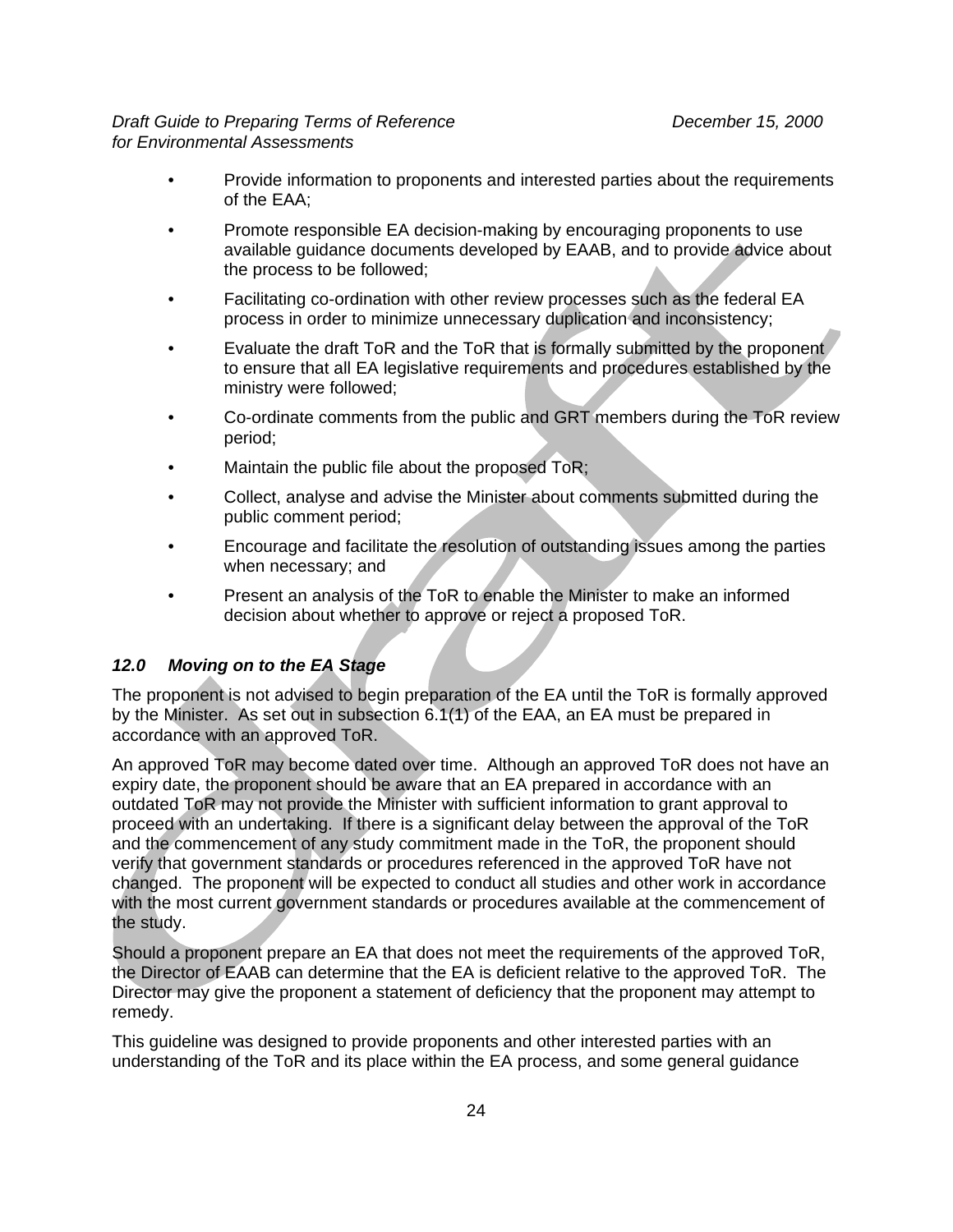- Provide information to proponents and interested parties about the requirements of the EAA;
- Promote responsible EA decision-making by encouraging proponents to use available guidance documents developed by EAAB, and to provide advice about the process to be followed;
- Facilitating co-ordination with other review processes such as the federal EA process in order to minimize unnecessary duplication and inconsistency;
- Evaluate the draft ToR and the ToR that is formally submitted by the proponent to ensure that all EA legislative requirements and procedures established by the ministry were followed;
- Co-ordinate comments from the public and GRT members during the ToR review period;
- Maintain the public file about the proposed ToR;
- Collect, analyse and advise the Minister about comments submitted during the public comment period;
- Encourage and facilitate the resolution of outstanding issues among the parties when necessary; and
- Present an analysis of the ToR to enable the Minister to make an informed decision about whether to approve or reject a proposed ToR.

### *12.0 Moving on to the EA Stage*

The proponent is not advised to begin preparation of the EA until the ToR is formally approved by the Minister. As set out in subsection 6.1(1) of the EAA, an EA must be prepared in accordance with an approved ToR.

An approved ToR may become dated over time. Although an approved ToR does not have an expiry date, the proponent should be aware that an EA prepared in accordance with an outdated ToR may not provide the Minister with sufficient information to grant approval to proceed with an undertaking. If there is a significant delay between the approval of the ToR and the commencement of any study commitment made in the ToR, the proponent should verify that government standards or procedures referenced in the approved ToR have not changed. The proponent will be expected to conduct all studies and other work in accordance with the most current government standards or procedures available at the commencement of the study.

Should a proponent prepare an EA that does not meet the requirements of the approved ToR, the Director of EAAB can determine that the EA is deficient relative to the approved ToR. The Director may give the proponent a statement of deficiency that the proponent may attempt to remedy.

This guideline was designed to provide proponents and other interested parties with an understanding of the ToR and its place within the EA process, and some general guidance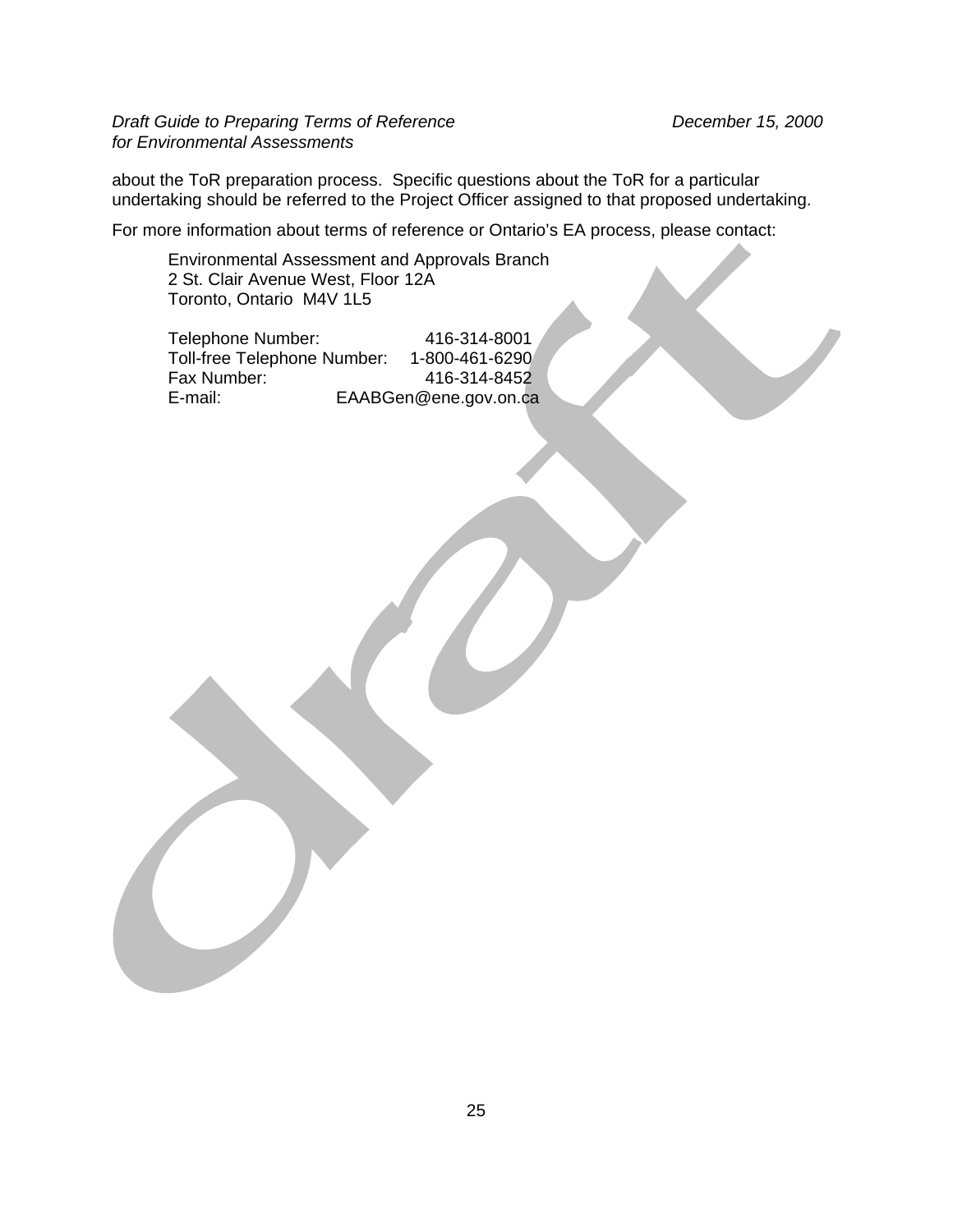about the ToR preparation process. Specific questions about the ToR for a particular undertaking should be referred to the Project Officer assigned to that proposed undertaking.

For more information about terms of reference or Ontario's EA process, please contact:

> Environmental Assessment and Approvals Branch
> 2 St. Clair Avenue West, Floor 12A
> Toronto, Ontario M4V 1L5
>
> Telephone Number: 416-314-8001
> Toll-free Telephone Number: 1-800-461-6290
> Fax Number: 416-314-8452
> E-mail: EAABGen@ene.gov.on.ca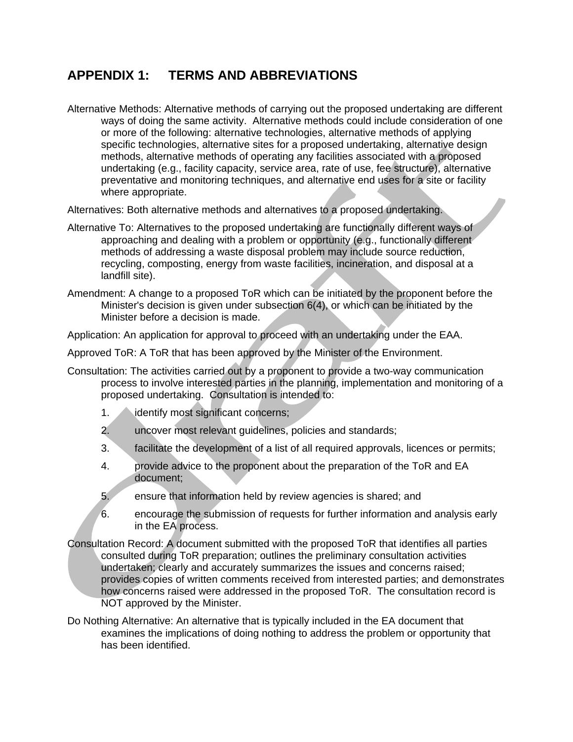# APPENDIX 1: TERMS AND ABBREVIATIONS

Alternative Methods: Alternative methods of carrying out the proposed undertaking are different ways of doing the same activity. Alternative methods could include consideration of one or more of the following: alternative technologies, alternative methods of applying specific technologies, alternative sites for a proposed undertaking, alternative design methods, alternative methods of operating any facilities associated with a proposed undertaking (e.g., facility capacity, service area, rate of use, fee structure), alternative preventative and monitoring techniques, and alternative end uses for a site or facility where appropriate.

Alternatives: Both alternative methods and alternatives to a proposed undertaking.

Alternative To: Alternatives to the proposed undertaking are functionally different ways of approaching and dealing with a problem or opportunity (e.g., functionally different methods of addressing a waste disposal problem may include source reduction, recycling, composting, energy from waste facilities, incineration, and disposal at a landfill site).

Amendment: A change to a proposed ToR which can be initiated by the proponent before the Minister's decision is given under subsection 6(4), or which can be initiated by the Minister before a decision is made.

Application: An application for approval to proceed with an undertaking under the EAA.

Approved ToR: A ToR that has been approved by the Minister of the Environment.

Consultation: The activities carried out by a proponent to provide a two-way communication process to involve interested parties in the planning, implementation and monitoring of a proposed undertaking. Consultation is intended to:

1. identify most significant concerns;
2. uncover most relevant guidelines, policies and standards;
3. facilitate the development of a list of all required approvals, licences or permits;
4. provide advice to the proponent about the preparation of the ToR and EA document;
5. ensure that information held by review agencies is shared; and
6. encourage the submission of requests for further information and analysis early in the EA process.

Consultation Record: A document submitted with the proposed ToR that identifies all parties consulted during ToR preparation; outlines the preliminary consultation activities undertaken; clearly and accurately summarizes the issues and concerns raised; provides copies of written comments received from interested parties; and demonstrates how concerns raised were addressed in the proposed ToR. The consultation record is NOT approved by the Minister.

Do Nothing Alternative: An alternative that is typically included in the EA document that examines the implications of doing nothing to address the problem or opportunity that has been identified.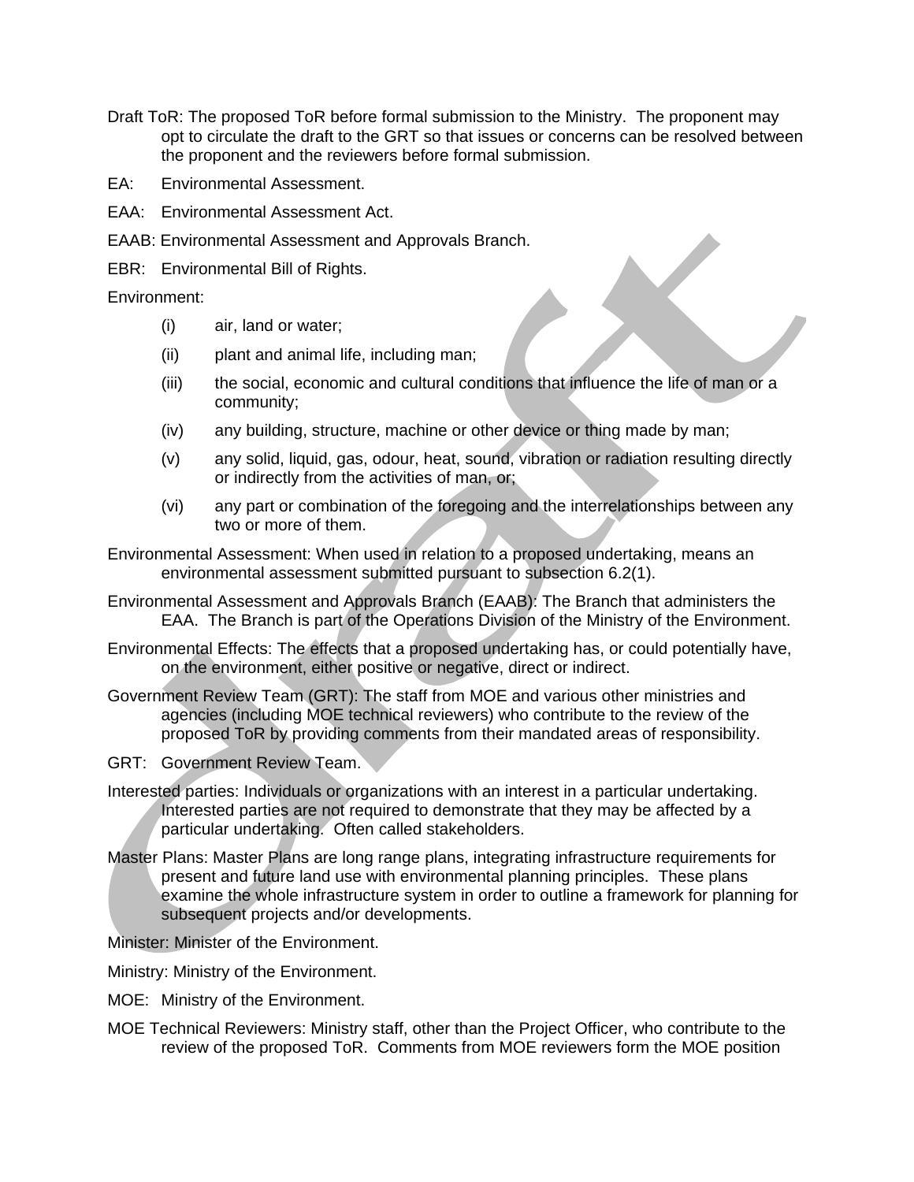Draft ToR: The proposed ToR before formal submission to the Ministry. The proponent may opt to circulate the draft to the GRT so that issues or concerns can be resolved between the proponent and the reviewers before formal submission.

EA: Environmental Assessment.

EAA: Environmental Assessment Act.

EAAB: Environmental Assessment and Approvals Branch.

EBR: Environmental Bill of Rights.

Environment:

- (i) air, land or water;
- (ii) plant and animal life, including man;
- (iii) the social, economic and cultural conditions that influence the life of man or a community;
- (iv) any building, structure, machine or other device or thing made by man;
- (v) any solid, liquid, gas, odour, heat, sound, vibration or radiation resulting directly or indirectly from the activities of man, or;
- (vi) any part or combination of the foregoing and the interrelationships between any two or more of them.

Environmental Assessment: When used in relation to a proposed undertaking, means an environmental assessment submitted pursuant to subsection 6.2(1).

Environmental Assessment and Approvals Branch (EAAB): The Branch that administers the EAA. The Branch is part of the Operations Division of the Ministry of the Environment.

Environmental Effects: The effects that a proposed undertaking has, or could potentially have, on the environment, either positive or negative, direct or indirect.

Government Review Team (GRT): The staff from MOE and various other ministries and agencies (including MOE technical reviewers) who contribute to the review of the proposed ToR by providing comments from their mandated areas of responsibility.

GRT: Government Review Team.

Interested parties: Individuals or organizations with an interest in a particular undertaking. Interested parties are not required to demonstrate that they may be affected by a particular undertaking. Often called stakeholders.

Master Plans: Master Plans are long range plans, integrating infrastructure requirements for present and future land use with environmental planning principles. These plans examine the whole infrastructure system in order to outline a framework for planning for subsequent projects and/or developments.

Minister: Minister of the Environment.

Ministry: Ministry of the Environment.

MOE: Ministry of the Environment.

MOE Technical Reviewers: Ministry staff, other than the Project Officer, who contribute to the review of the proposed ToR. Comments from MOE reviewers form the MOE position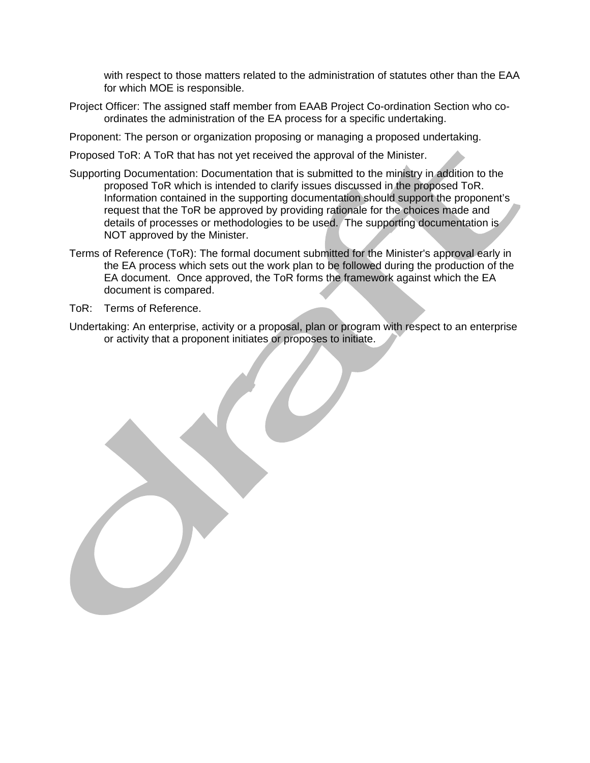with respect to those matters related to the administration of statutes other than the EAA for which MOE is responsible.

Project Officer: The assigned staff member from EAAB Project Co-ordination Section who co-ordinates the administration of the EA process for a specific undertaking.

Proponent: The person or organization proposing or managing a proposed undertaking.

Proposed ToR: A ToR that has not yet received the approval of the Minister.

Supporting Documentation: Documentation that is submitted to the ministry in addition to the proposed ToR which is intended to clarify issues discussed in the proposed ToR. Information contained in the supporting documentation should support the proponent's request that the ToR be approved by providing rationale for the choices made and details of processes or methodologies to be used. The supporting documentation is NOT approved by the Minister.

Terms of Reference (ToR): The formal document submitted for the Minister's approval early in the EA process which sets out the work plan to be followed during the production of the EA document. Once approved, the ToR forms the framework against which the EA document is compared.

ToR: Terms of Reference.

Undertaking: An enterprise, activity or a proposal, plan or program with respect to an enterprise or activity that a proponent initiates or proposes to initiate.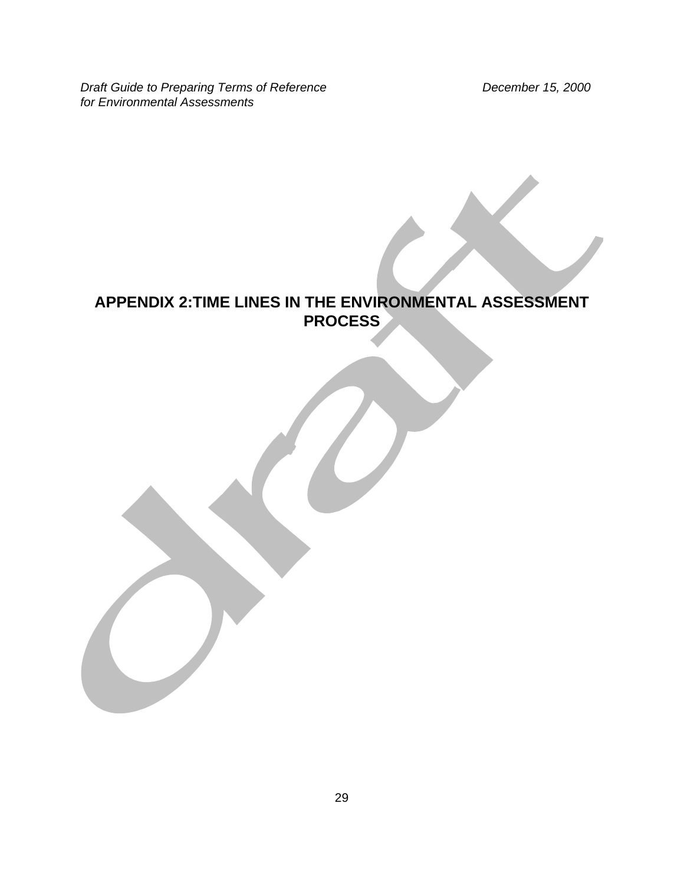# APPENDIX 2:TIME LINES IN THE ENVIRONMENTAL ASSESSMENT PROCESS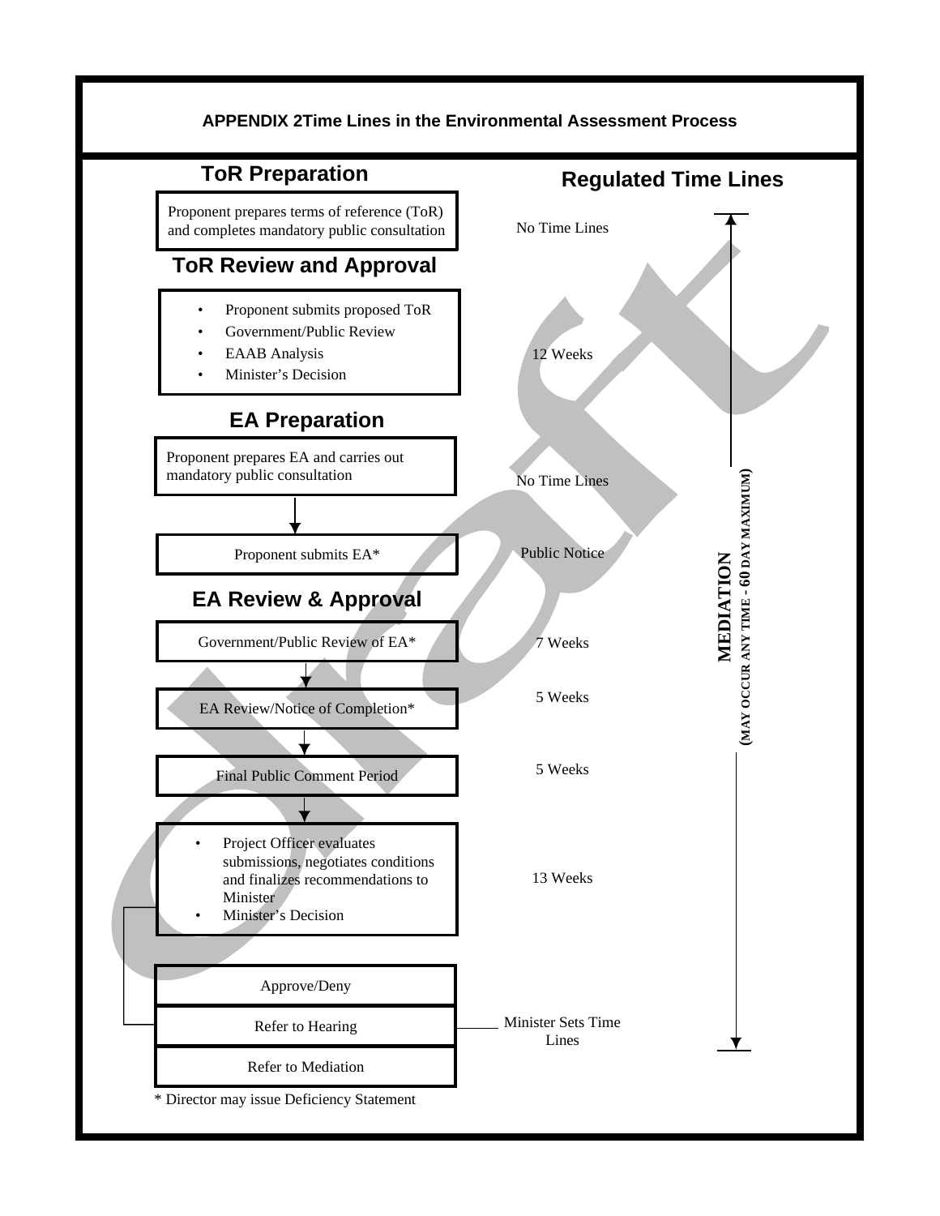## APPENDIX 2Time Lines in the Environmental Assessment Process

### ToR Preparation

| Process | Regulated Time Lines |
| --- | --- |
| Proponent prepares terms of reference (ToR) and completes mandatory public consultation | No Time Lines |

### ToR Review and Approval

| Process | Regulated Time Lines |
| --- | --- |
| • Proponent submits proposed ToR<br>• Government/Public Review<br>• EAAB Analysis<br>• Minister's Decision | 12 Weeks |

### EA Preparation

| Process | Regulated Time Lines |
| --- | --- |
| Proponent prepares EA and carries out mandatory public consultation | No Time Lines |
| Proponent submits EA* | Public Notice |

### EA Review & Approval

| Process | Regulated Time Lines |
| --- | --- |
| Government/Public Review of EA* | 7 Weeks |
| EA Review/Notice of Completion* | 5 Weeks |
| Final Public Comment Period | 5 Weeks |
| • Project Officer evaluates submissions, negotiates conditions and finalizes recommendations to Minister<br>• Minister's Decision | 13 Weeks |
| Approve/Deny | |
| Refer to Hearing | Minister Sets Time Lines |
| Refer to Mediation | |

**MEDIATION** (MAY OCCUR ANY TIME - 60 DAY MAXIMUM)

\* Director may issue Deficiency Statement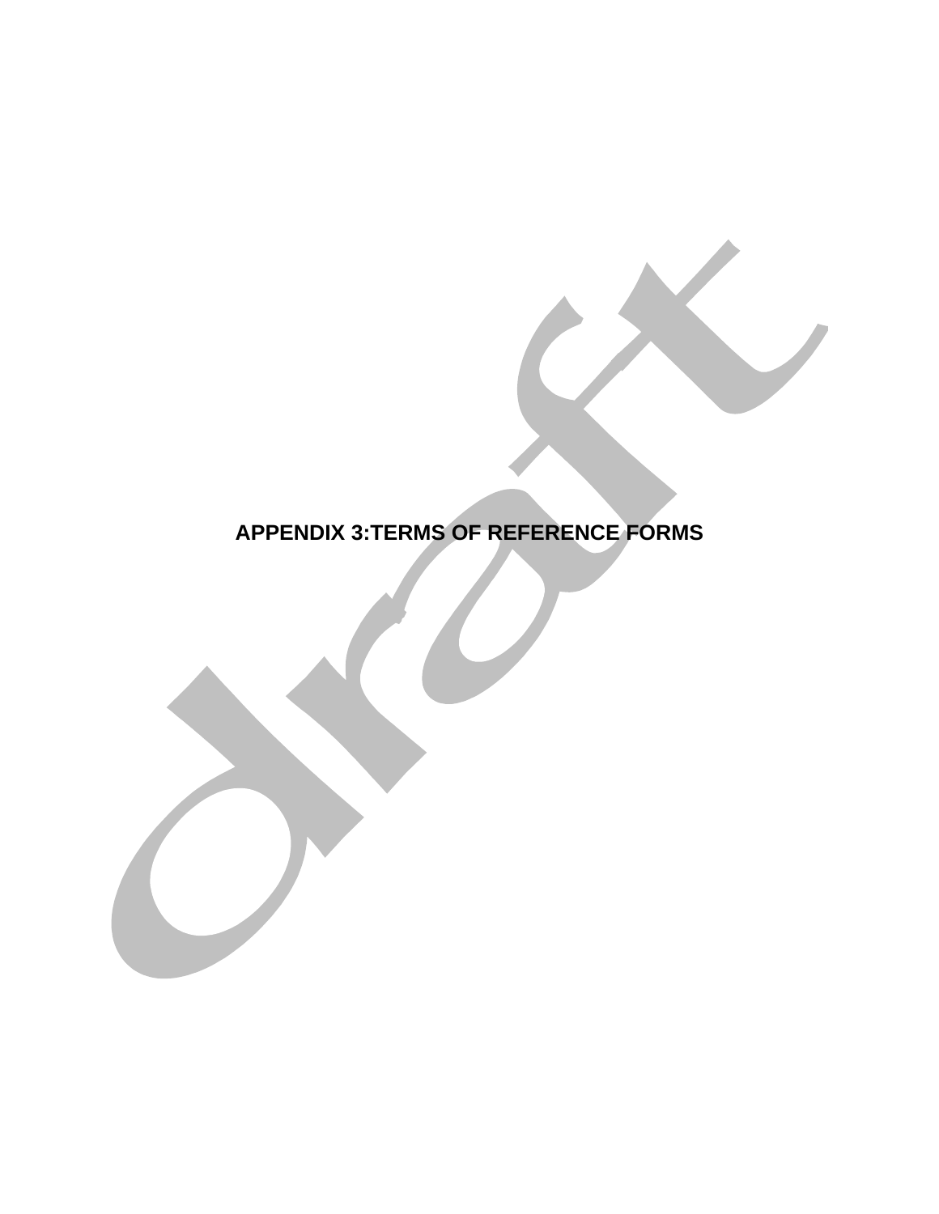# APPENDIX 3:TERMS OF REFERENCE FORMS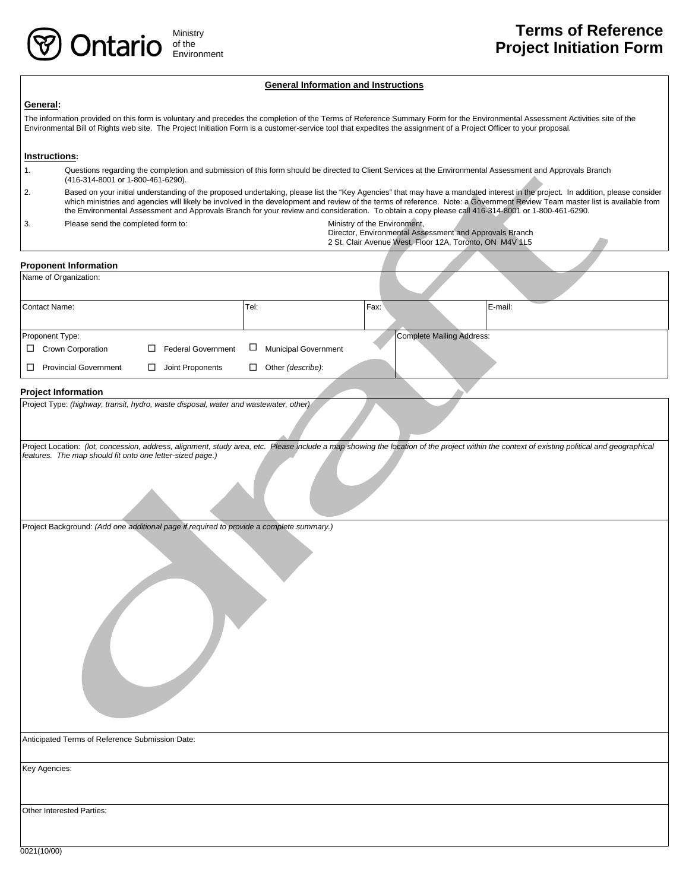Ministry of the Environment

# Terms of Reference Project Initiation Form

## General Information and Instructions

**General:**

The information provided on this form is voluntary and precedes the completion of the Terms of Reference Summary Form for the Environmental Assessment Activities site of the Environmental Bill of Rights web site. The Project Initiation Form is a customer-service tool that expedites the assignment of a Project Officer to your proposal.

**Instructions:**

1. Questions regarding the completion and submission of this form should be directed to Client Services at the Environmental Assessment and Approvals Branch (416-314-8001 or 1-800-461-6290).
2. Based on your initial understanding of the proposed undertaking, please list the "Key Agencies" that may have a mandated interest in the project. In addition, please consider which ministries and agencies will likely be involved in the development and review of the terms of reference. Note: a Government Review Team master list is available from the Environmental Assessment and Approvals Branch for your review and consideration. To obtain a copy please call 416-314-8001 or 1-800-461-6290.
3. Please send the completed form to: Ministry of the Environment, Director, Environmental Assessment and Approvals Branch, 2 St. Clair Avenue West, Floor 12A, Toronto, ON M4V 1L5

## Proponent Information

Name of Organization:

| Contact Name: | Tel: | Fax: | E-mail: |
|---|---|---|---|
| | | | |

Proponent Type:

- ☐ Crown Corporation
- ☐ Federal Government
- ☐ Municipal Government
- ☐ Provincial Government
- ☐ Joint Proponents
- ☐ Other *(describe)*:

Complete Mailing Address:

## Project Information

Project Type: *(highway, transit, hydro, waste disposal, water and wastewater, other)*

Project Location: *(lot, concession, address, alignment, study area, etc. Please include a map showing the location of the project within the context of existing political and geographical features. The map should fit onto one letter-sized page.)*

Project Background: *(Add one additional page if required to provide a complete summary.)*

Anticipated Terms of Reference Submission Date:

Key Agencies:

Other Interested Parties:

0021(10/00)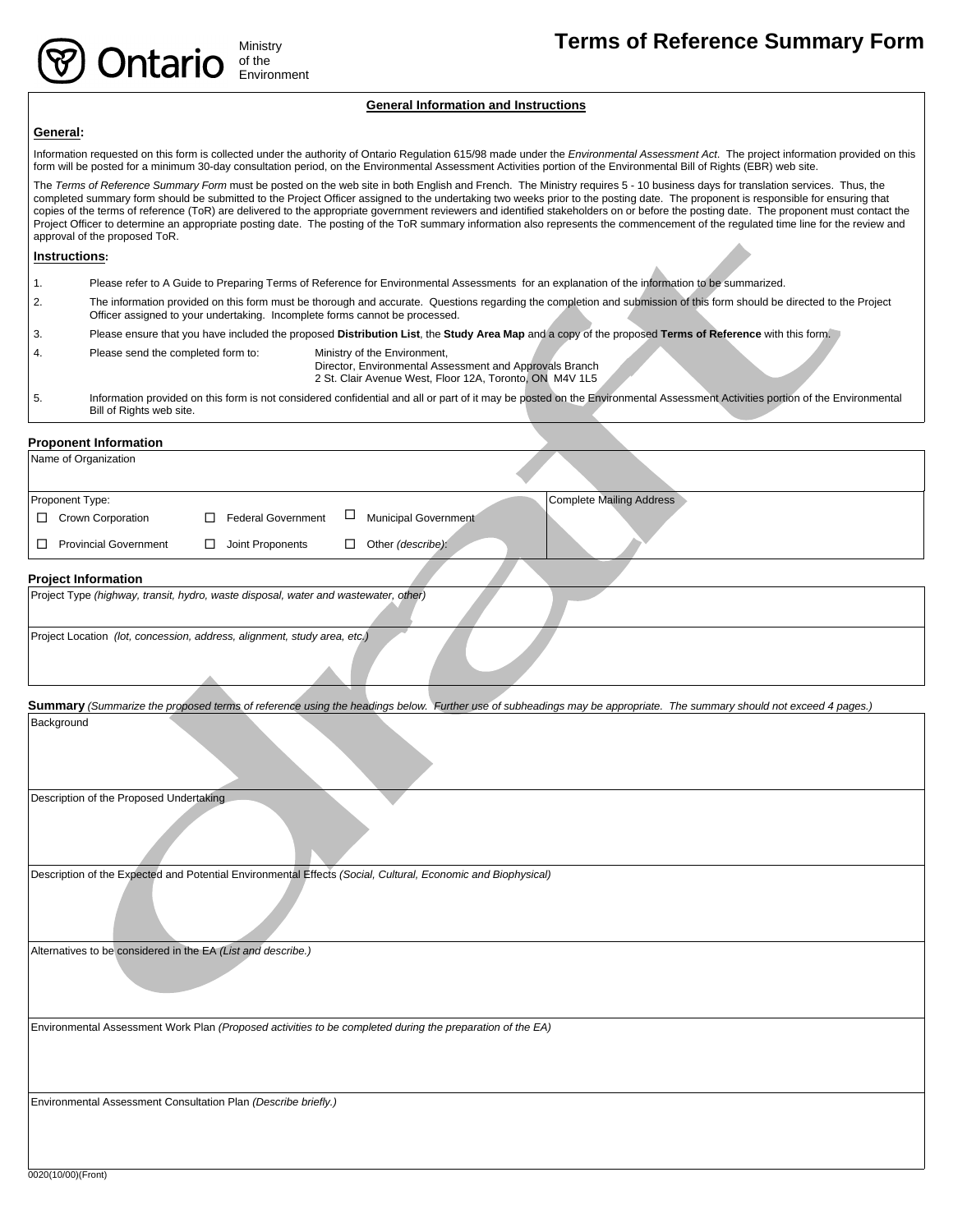Ministry of the Environment

# Terms of Reference Summary Form

## General Information and Instructions

**General:**

Information requested on this form is collected under the authority of Ontario Regulation 615/98 made under the *Environmental Assessment Act*. The project information provided on this form will be posted for a minimum 30-day consultation period, on the Environmental Assessment Activities portion of the Environmental Bill of Rights (EBR) web site.

The *Terms of Reference Summary Form* must be posted on the web site in both English and French. The Ministry requires 5 - 10 business days for translation services. Thus, the completed summary form should be submitted to the Project Officer assigned to the undertaking two weeks prior to the posting date. The proponent is responsible for ensuring that copies of the terms of reference (ToR) are delivered to the appropriate government reviewers and identified stakeholders on or before the posting date. The proponent must contact the Project Officer to determine an appropriate posting date. The posting of the ToR summary information also represents the commencement of the regulated time line for the review and approval of the proposed ToR.

**Instructions:**

1. Please refer to A Guide to Preparing Terms of Reference for Environmental Assessments for an explanation of the information to be summarized.
2. The information provided on this form must be thorough and accurate. Questions regarding the completion and submission of this form should be directed to the Project Officer assigned to your undertaking. Incomplete forms cannot be processed.
3. Please ensure that you have included the proposed **Distribution List**, the **Study Area Map** and a copy of the proposed **Terms of Reference** with this form.
4. Please send the completed form to: Ministry of the Environment,
   Director, Environmental Assessment and Approvals Branch
   2 St. Clair Avenue West, Floor 12A, Toronto, ON M4V 1L5
5. Information provided on this form is not considered confidential and all or part of it may be posted on the Environmental Assessment Activities portion of the Environmental Bill of Rights web site.

## Proponent Information

Name of Organization

Proponent Type:
- ☐ Crown Corporation
- ☐ Federal Government
- ☐ Municipal Government
- ☐ Provincial Government
- ☐ Joint Proponents
- ☐ Other *(describe)*:

Complete Mailing Address

## Project Information

Project Type *(highway, transit, hydro, waste disposal, water and wastewater, other)*

Project Location *(lot, concession, address, alignment, study area, etc.)*

**Summary** *(Summarize the proposed terms of reference using the headings below. Further use of subheadings may be appropriate. The summary should not exceed 4 pages.)*

Background

Description of the Proposed Undertaking

Description of the Expected and Potential Environmental Effects *(Social, Cultural, Economic and Biophysical)*

Alternatives to be considered in the EA *(List and describe.)*

Environmental Assessment Work Plan *(Proposed activities to be completed during the preparation of the EA)*

Environmental Assessment Consultation Plan *(Describe briefly.)*

0020(10/00)(Front)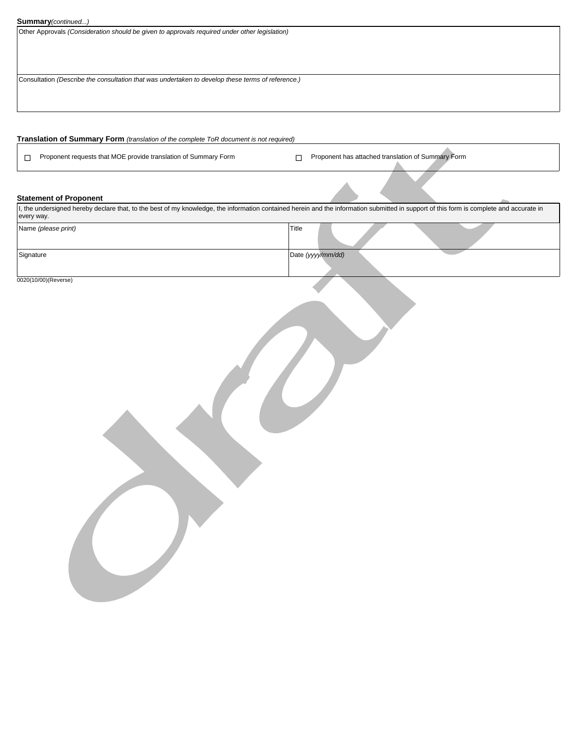**Summary** *(continued...)*

| Other Approvals *(Consideration should be given to approvals required under other legislation)* |
|---|
| Consultation *(Describe the consultation that was undertaken to develop these terms of reference.)* |

**Translation of Summary Form** *(translation of the complete ToR document is not required)*

- ☐ Proponent requests that MOE provide translation of Summary Form
- ☐ Proponent has attached translation of Summary Form

**Statement of Proponent**

I, the undersigned hereby declare that, to the best of my knowledge, the information contained herein and the information submitted in support of this form is complete and accurate in every way.

| Name *(please print)* | Title |
|---|---|
| Signature | Date *(yyyy/mm/dd)* |

0020(10/00)(Reverse)

draft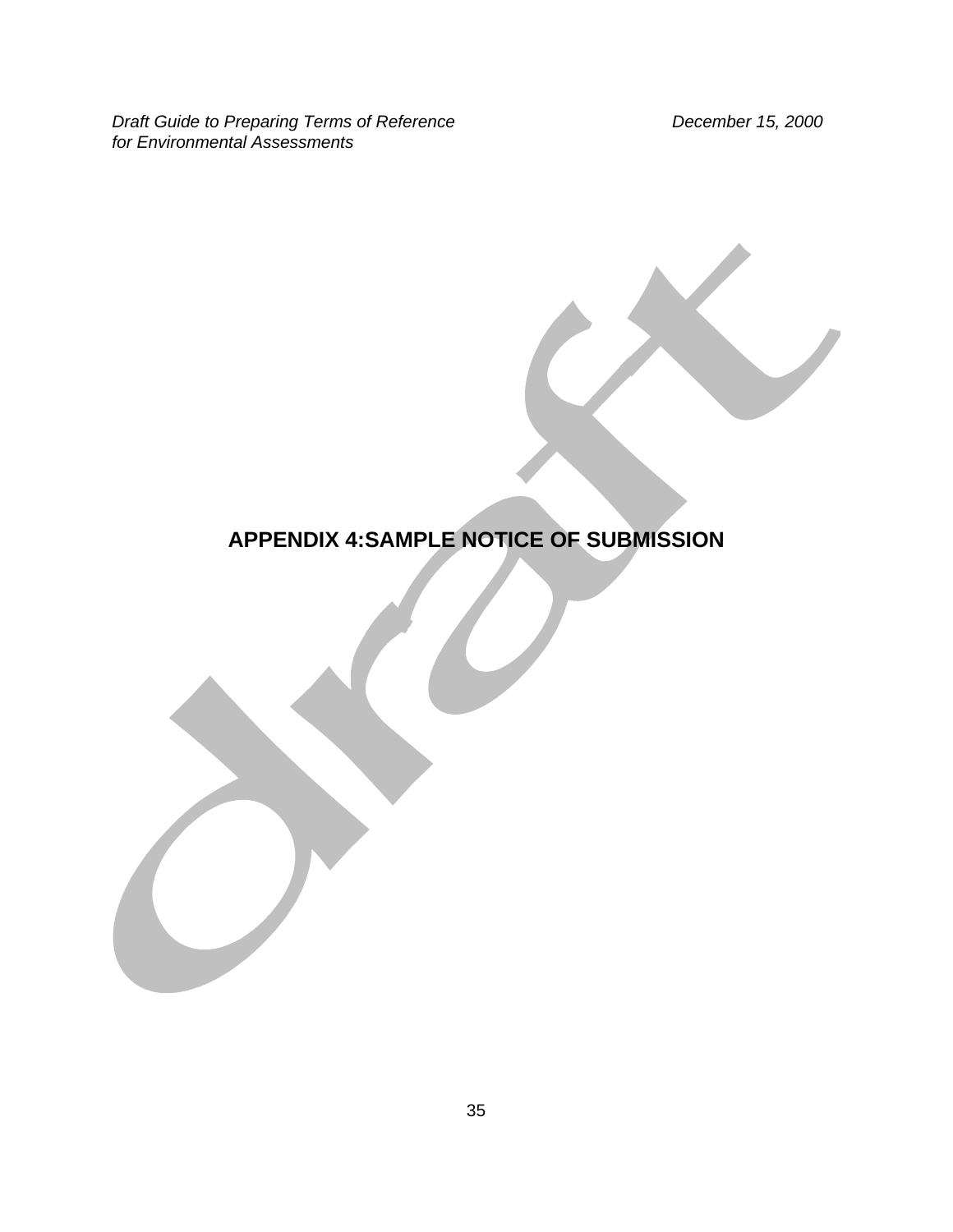# APPENDIX 4:SAMPLE NOTICE OF SUBMISSION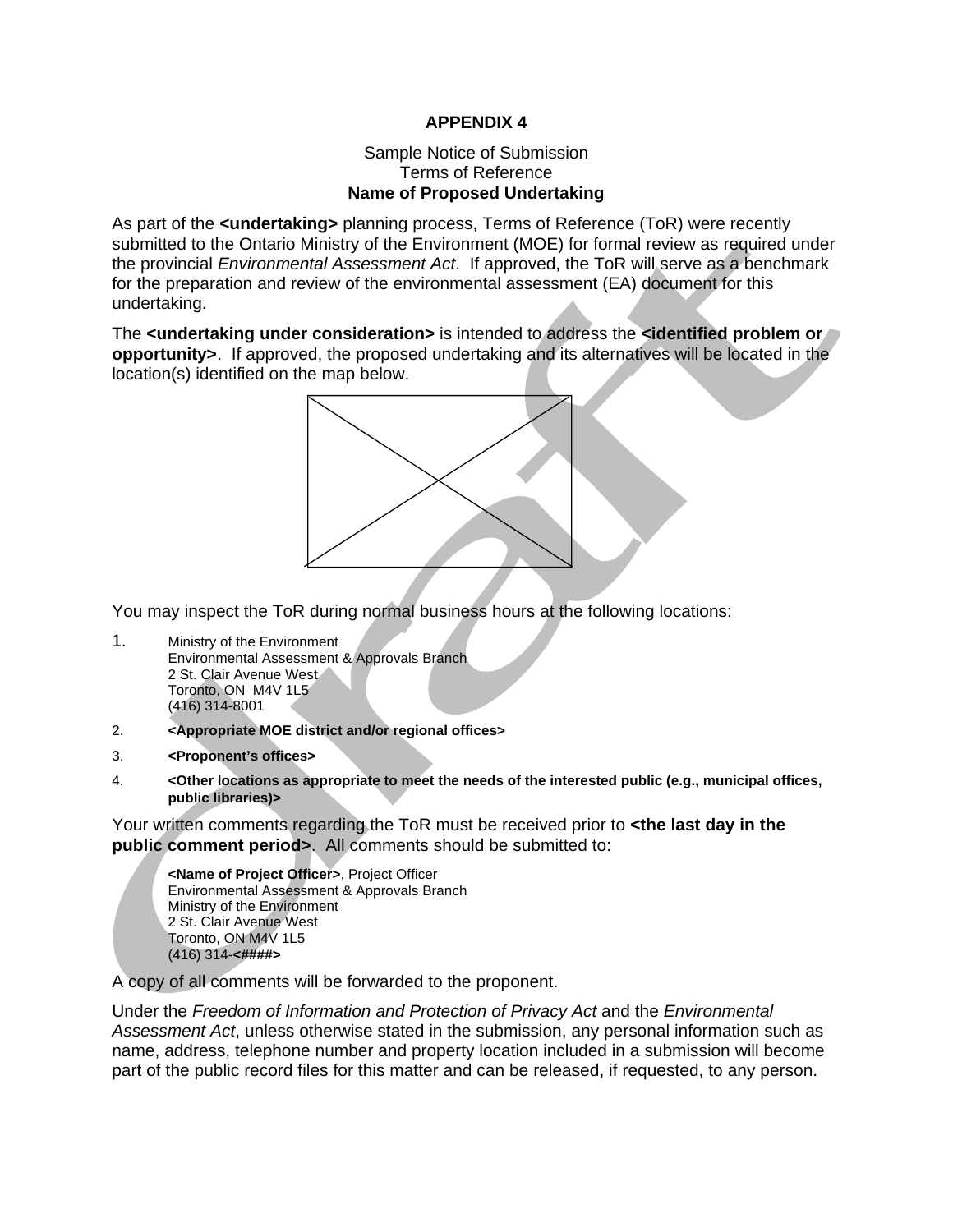**APPENDIX 4**

Sample Notice of Submission
Terms of Reference
**Name of Proposed Undertaking**

As part of the **<undertaking>** planning process, Terms of Reference (ToR) were recently submitted to the Ontario Ministry of the Environment (MOE) for formal review as required under the provincial *Environmental Assessment Act*. If approved, the ToR will serve as a benchmark for the preparation and review of the environmental assessment (EA) document for this undertaking.

The **<undertaking under consideration>** is intended to address the **<identified problem or opportunity>**. If approved, the proposed undertaking and its alternatives will be located in the location(s) identified on the map below.

You may inspect the ToR during normal business hours at the following locations:

1. Ministry of the Environment
   Environmental Assessment & Approvals Branch
   2 St. Clair Avenue West
   Toronto, ON M4V 1L5
   (416) 314-8001
2. **<Appropriate MOE district and/or regional offices>**
3. **<Proponent's offices>**
4. **<Other locations as appropriate to meet the needs of the interested public (e.g., municipal offices, public libraries)>**

Your written comments regarding the ToR must be received prior to **<the last day in the public comment period>**. All comments should be submitted to:

> **<Name of Project Officer>**, Project Officer
> Environmental Assessment & Approvals Branch
> Ministry of the Environment
> 2 St. Clair Avenue West
> Toronto, ON M4V 1L5
> (416) 314-**<####>**

A copy of all comments will be forwarded to the proponent.

Under the *Freedom of Information and Protection of Privacy Act* and the *Environmental Assessment Act*, unless otherwise stated in the submission, any personal information such as name, address, telephone number and property location included in a submission will become part of the public record files for this matter and can be released, if requested, to any person.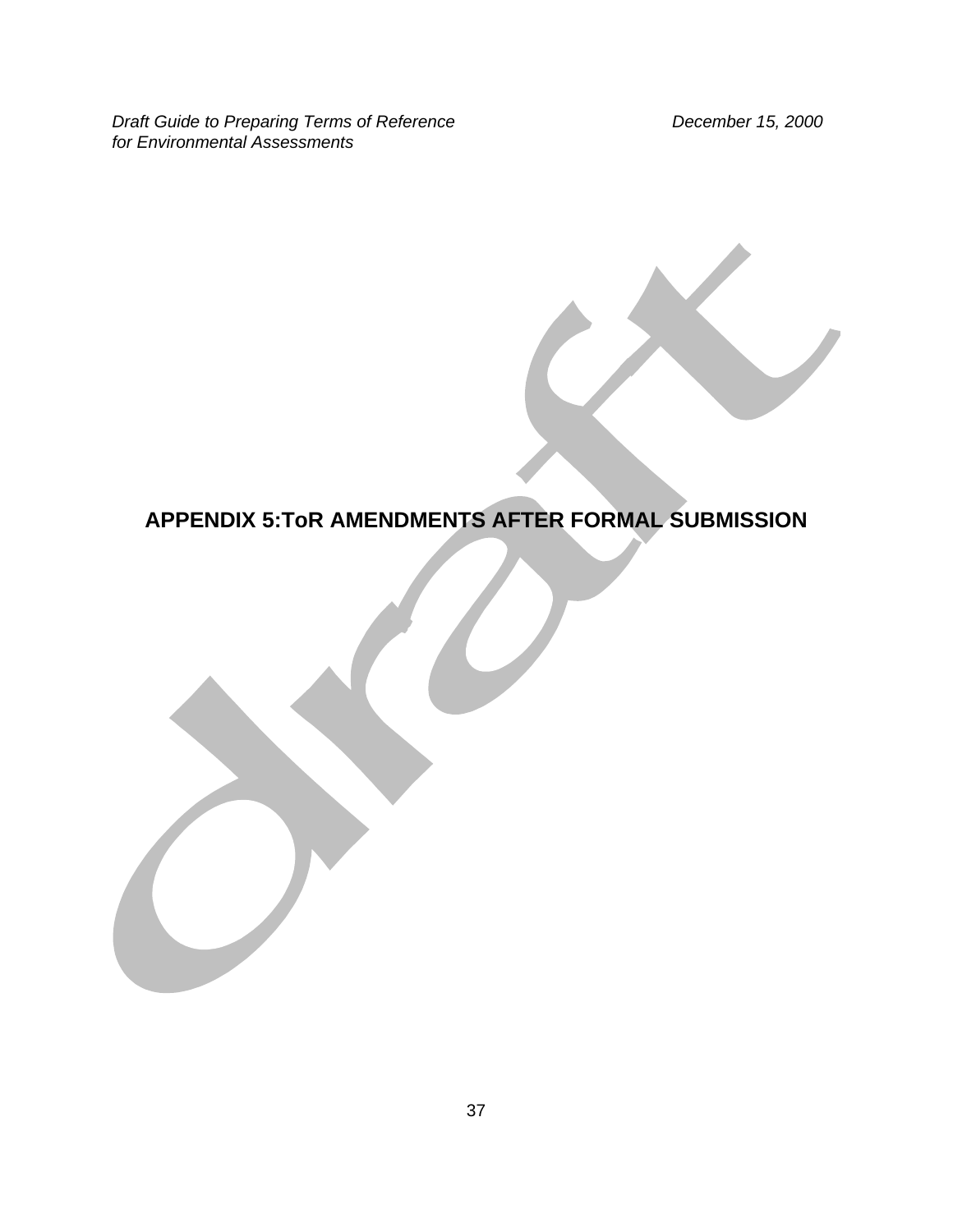# APPENDIX 5:ToR AMENDMENTS AFTER FORMAL SUBMISSION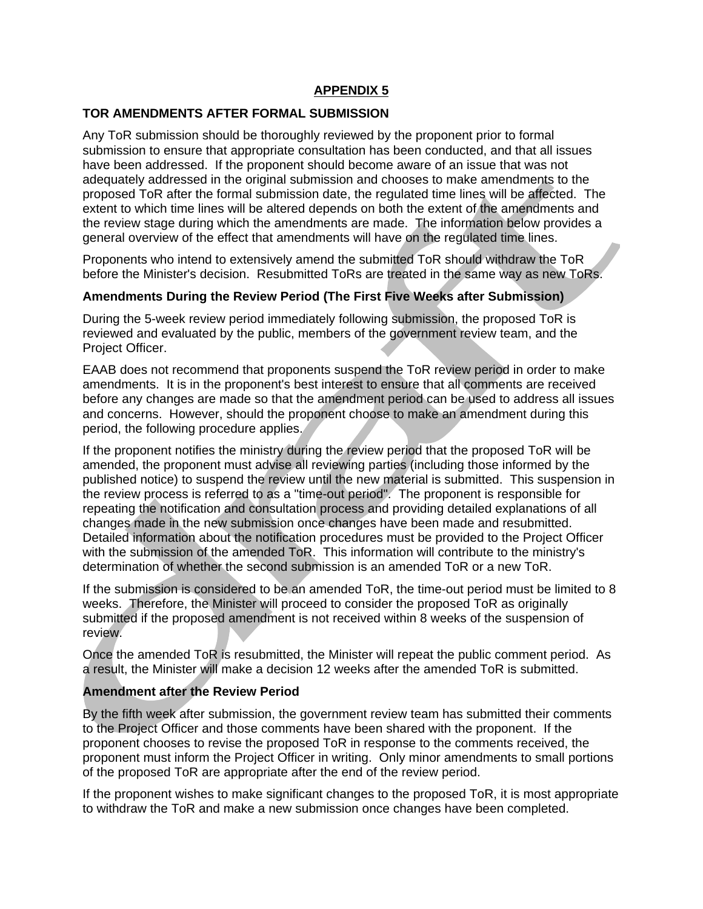## APPENDIX 5

### TOR AMENDMENTS AFTER FORMAL SUBMISSION

Any ToR submission should be thoroughly reviewed by the proponent prior to formal submission to ensure that appropriate consultation has been conducted, and that all issues have been addressed. If the proponent should become aware of an issue that was not adequately addressed in the original submission and chooses to make amendments to the proposed ToR after the formal submission date, the regulated time lines will be affected. The extent to which time lines will be altered depends on both the extent of the amendments and the review stage during which the amendments are made. The information below provides a general overview of the effect that amendments will have on the regulated time lines.

Proponents who intend to extensively amend the submitted ToR should withdraw the ToR before the Minister's decision. Resubmitted ToRs are treated in the same way as new ToRs.

### Amendments During the Review Period (The First Five Weeks after Submission)

During the 5-week review period immediately following submission, the proposed ToR is reviewed and evaluated by the public, members of the government review team, and the Project Officer.

EAAB does not recommend that proponents suspend the ToR review period in order to make amendments. It is in the proponent's best interest to ensure that all comments are received before any changes are made so that the amendment period can be used to address all issues and concerns. However, should the proponent choose to make an amendment during this period, the following procedure applies.

If the proponent notifies the ministry during the review period that the proposed ToR will be amended, the proponent must advise all reviewing parties (including those informed by the published notice) to suspend the review until the new material is submitted. This suspension in the review process is referred to as a "time-out period". The proponent is responsible for repeating the notification and consultation process and providing detailed explanations of all changes made in the new submission once changes have been made and resubmitted. Detailed information about the notification procedures must be provided to the Project Officer with the submission of the amended ToR. This information will contribute to the ministry's determination of whether the second submission is an amended ToR or a new ToR.

If the submission is considered to be an amended ToR, the time-out period must be limited to 8 weeks. Therefore, the Minister will proceed to consider the proposed ToR as originally submitted if the proposed amendment is not received within 8 weeks of the suspension of review.

Once the amended ToR is resubmitted, the Minister will repeat the public comment period. As a result, the Minister will make a decision 12 weeks after the amended ToR is submitted.

### Amendment after the Review Period

By the fifth week after submission, the government review team has submitted their comments to the Project Officer and those comments have been shared with the proponent. If the proponent chooses to revise the proposed ToR in response to the comments received, the proponent must inform the Project Officer in writing. Only minor amendments to small portions of the proposed ToR are appropriate after the end of the review period.

If the proponent wishes to make significant changes to the proposed ToR, it is most appropriate to withdraw the ToR and make a new submission once changes have been completed.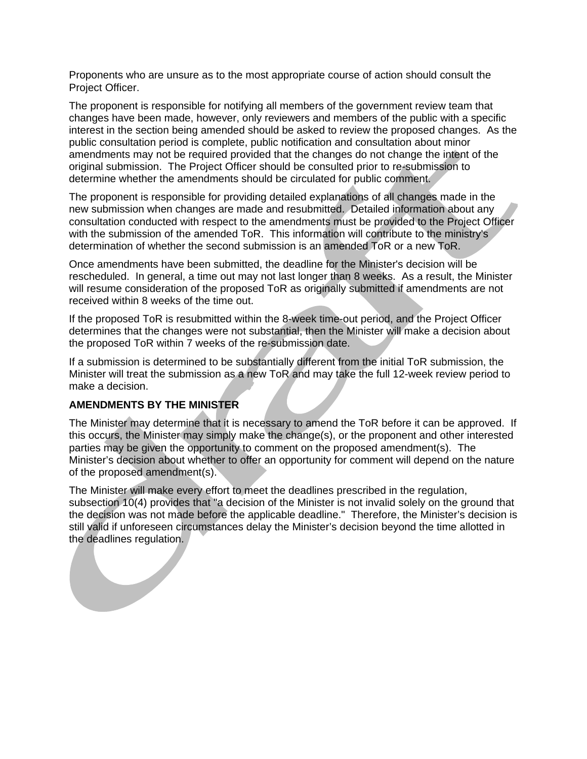Proponents who are unsure as to the most appropriate course of action should consult the Project Officer.

The proponent is responsible for notifying all members of the government review team that changes have been made, however, only reviewers and members of the public with a specific interest in the section being amended should be asked to review the proposed changes. As the public consultation period is complete, public notification and consultation about minor amendments may not be required provided that the changes do not change the intent of the original submission. The Project Officer should be consulted prior to re-submission to determine whether the amendments should be circulated for public comment.

The proponent is responsible for providing detailed explanations of all changes made in the new submission when changes are made and resubmitted. Detailed information about any consultation conducted with respect to the amendments must be provided to the Project Officer with the submission of the amended ToR. This information will contribute to the ministry's determination of whether the second submission is an amended ToR or a new ToR.

Once amendments have been submitted, the deadline for the Minister's decision will be rescheduled. In general, a time out may not last longer than 8 weeks. As a result, the Minister will resume consideration of the proposed ToR as originally submitted if amendments are not received within 8 weeks of the time out.

If the proposed ToR is resubmitted within the 8-week time-out period, and the Project Officer determines that the changes were not substantial, then the Minister will make a decision about the proposed ToR within 7 weeks of the re-submission date.

If a submission is determined to be substantially different from the initial ToR submission, the Minister will treat the submission as a new ToR and may take the full 12-week review period to make a decision.

**AMENDMENTS BY THE MINISTER**

The Minister may determine that it is necessary to amend the ToR before it can be approved. If this occurs, the Minister may simply make the change(s), or the proponent and other interested parties may be given the opportunity to comment on the proposed amendment(s). The Minister's decision about whether to offer an opportunity for comment will depend on the nature of the proposed amendment(s).

The Minister will make every effort to meet the deadlines prescribed in the regulation, subsection 10(4) provides that "a decision of the Minister is not invalid solely on the ground that the decision was not made before the applicable deadline." Therefore, the Minister's decision is still valid if unforeseen circumstances delay the Minister's decision beyond the time allotted in the deadlines regulation.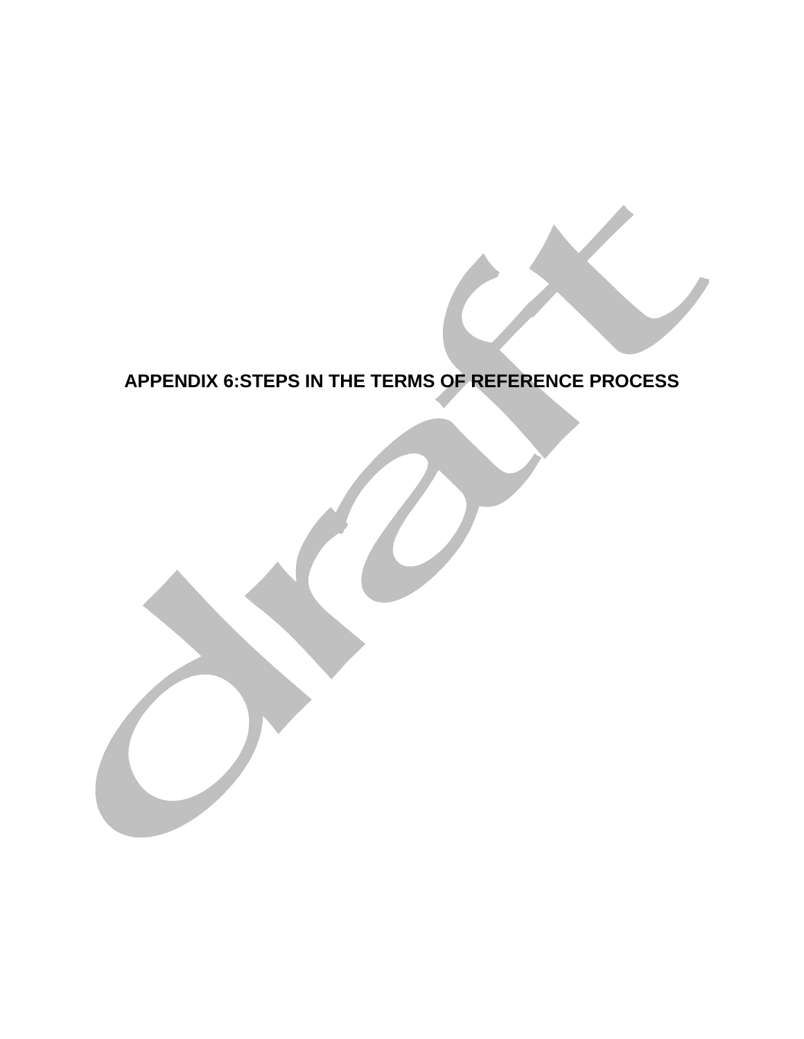# APPENDIX 6:STEPS IN THE TERMS OF REFERENCE PROCESS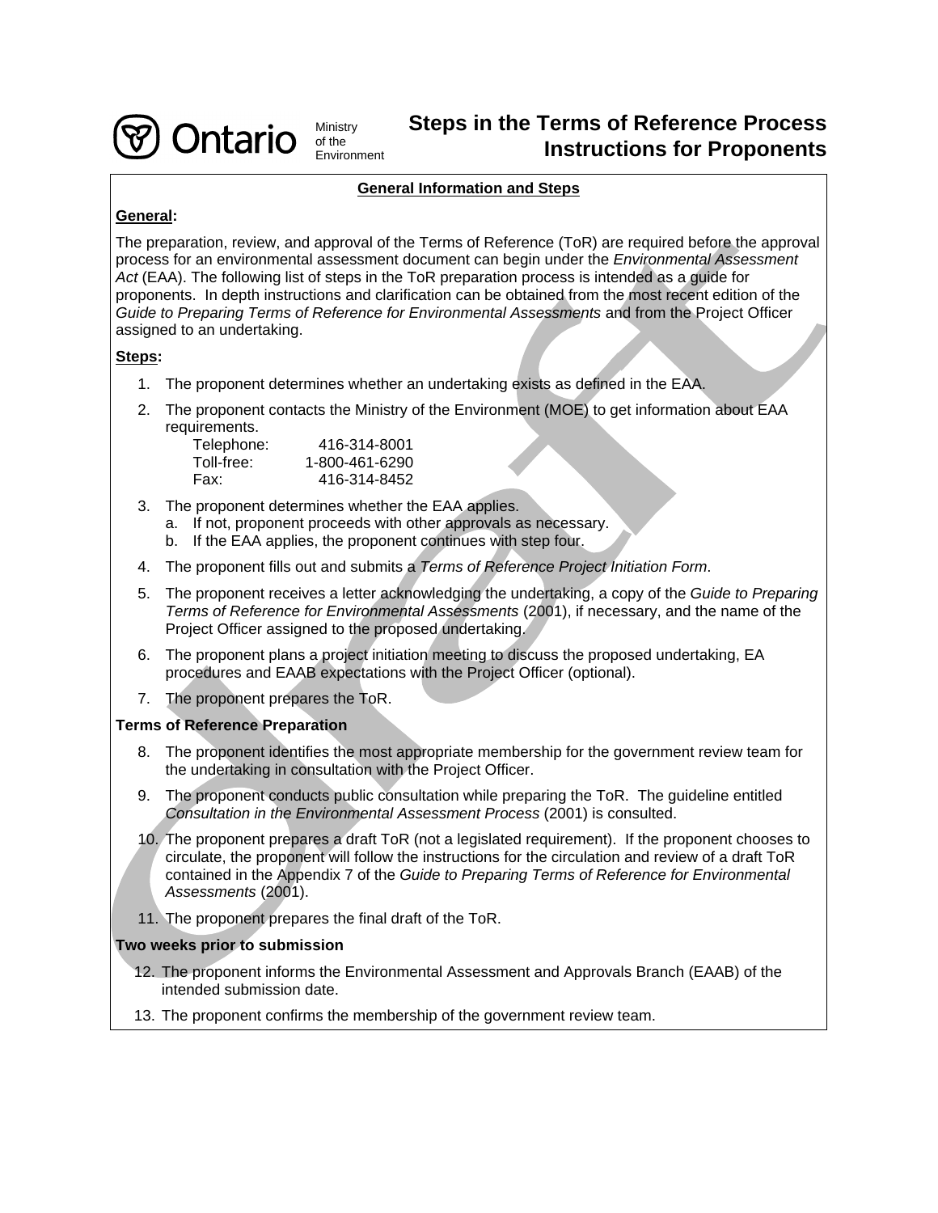Ontario Ministry of the Environment

# Steps in the Terms of Reference Process Instructions for Proponents

## General Information and Steps

**General:**

The preparation, review, and approval of the Terms of Reference (ToR) are required before the approval process for an environmental assessment document can begin under the *Environmental Assessment Act* (EAA). The following list of steps in the ToR preparation process is intended as a guide for proponents. In depth instructions and clarification can be obtained from the most recent edition of the *Guide to Preparing Terms of Reference for Environmental Assessments* and from the Project Officer assigned to an undertaking.

**Steps:**

1. The proponent determines whether an undertaking exists as defined in the EAA.
2. The proponent contacts the Ministry of the Environment (MOE) to get information about EAA requirements.
   - Telephone: 416-314-8001
   - Toll-free: 1-800-461-6290
   - Fax: 416-314-8452
3. The proponent determines whether the EAA applies.
   a. If not, proponent proceeds with other approvals as necessary.
   b. If the EAA applies, the proponent continues with step four.
4. The proponent fills out and submits a *Terms of Reference Project Initiation Form*.
5. The proponent receives a letter acknowledging the undertaking, a copy of the *Guide to Preparing Terms of Reference for Environmental Assessments* (2001), if necessary, and the name of the Project Officer assigned to the proposed undertaking.
6. The proponent plans a project initiation meeting to discuss the proposed undertaking, EA procedures and EAAB expectations with the Project Officer (optional).
7. The proponent prepares the ToR.

**Terms of Reference Preparation**

8. The proponent identifies the most appropriate membership for the government review team for the undertaking in consultation with the Project Officer.
9. The proponent conducts public consultation while preparing the ToR. The guideline entitled *Consultation in the Environmental Assessment Process* (2001) is consulted.
10. The proponent prepares a draft ToR (not a legislated requirement). If the proponent chooses to circulate, the proponent will follow the instructions for the circulation and review of a draft ToR contained in the Appendix 7 of the *Guide to Preparing Terms of Reference for Environmental Assessments* (2001).
11. The proponent prepares the final draft of the ToR.

**Two weeks prior to submission**

12. The proponent informs the Environmental Assessment and Approvals Branch (EAAB) of the intended submission date.
13. The proponent confirms the membership of the government review team.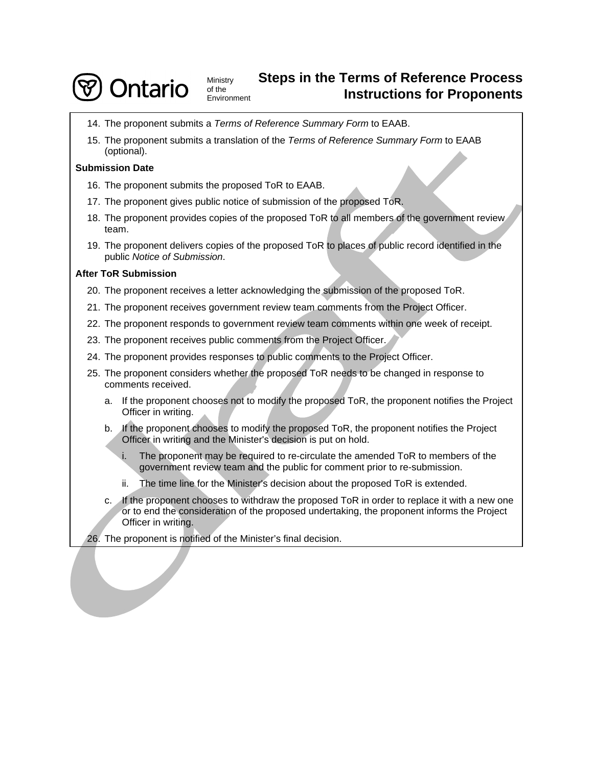14. The proponent submits a *Terms of Reference Summary Form* to EAAB.
15. The proponent submits a translation of the *Terms of Reference Summary Form* to EAAB (optional).

**Submission Date**

16. The proponent submits the proposed ToR to EAAB.
17. The proponent gives public notice of submission of the proposed ToR.
18. The proponent provides copies of the proposed ToR to all members of the government review team.
19. The proponent delivers copies of the proposed ToR to places of public record identified in the public *Notice of Submission*.

**After ToR Submission**

20. The proponent receives a letter acknowledging the submission of the proposed ToR.
21. The proponent receives government review team comments from the Project Officer.
22. The proponent responds to government review team comments within one week of receipt.
23. The proponent receives public comments from the Project Officer.
24. The proponent provides responses to public comments to the Project Officer.
25. The proponent considers whether the proposed ToR needs to be changed in response to comments received.
    a. If the proponent chooses not to modify the proposed ToR, the proponent notifies the Project Officer in writing.
    b. If the proponent chooses to modify the proposed ToR, the proponent notifies the Project Officer in writing and the Minister's decision is put on hold.
        i. The proponent may be required to re-circulate the amended ToR to members of the government review team and the public for comment prior to re-submission.
        ii. The time line for the Minister's decision about the proposed ToR is extended.
    c. If the proponent chooses to withdraw the proposed ToR in order to replace it with a new one or to end the consideration of the proposed undertaking, the proponent informs the Project Officer in writing.
26. The proponent is notified of the Minister's final decision.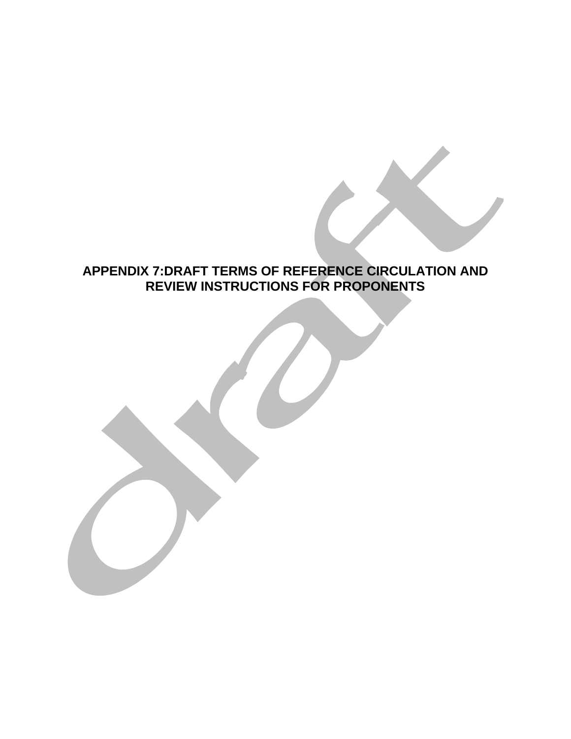# APPENDIX 7:DRAFT TERMS OF REFERENCE CIRCULATION AND REVIEW INSTRUCTIONS FOR PROPONENTS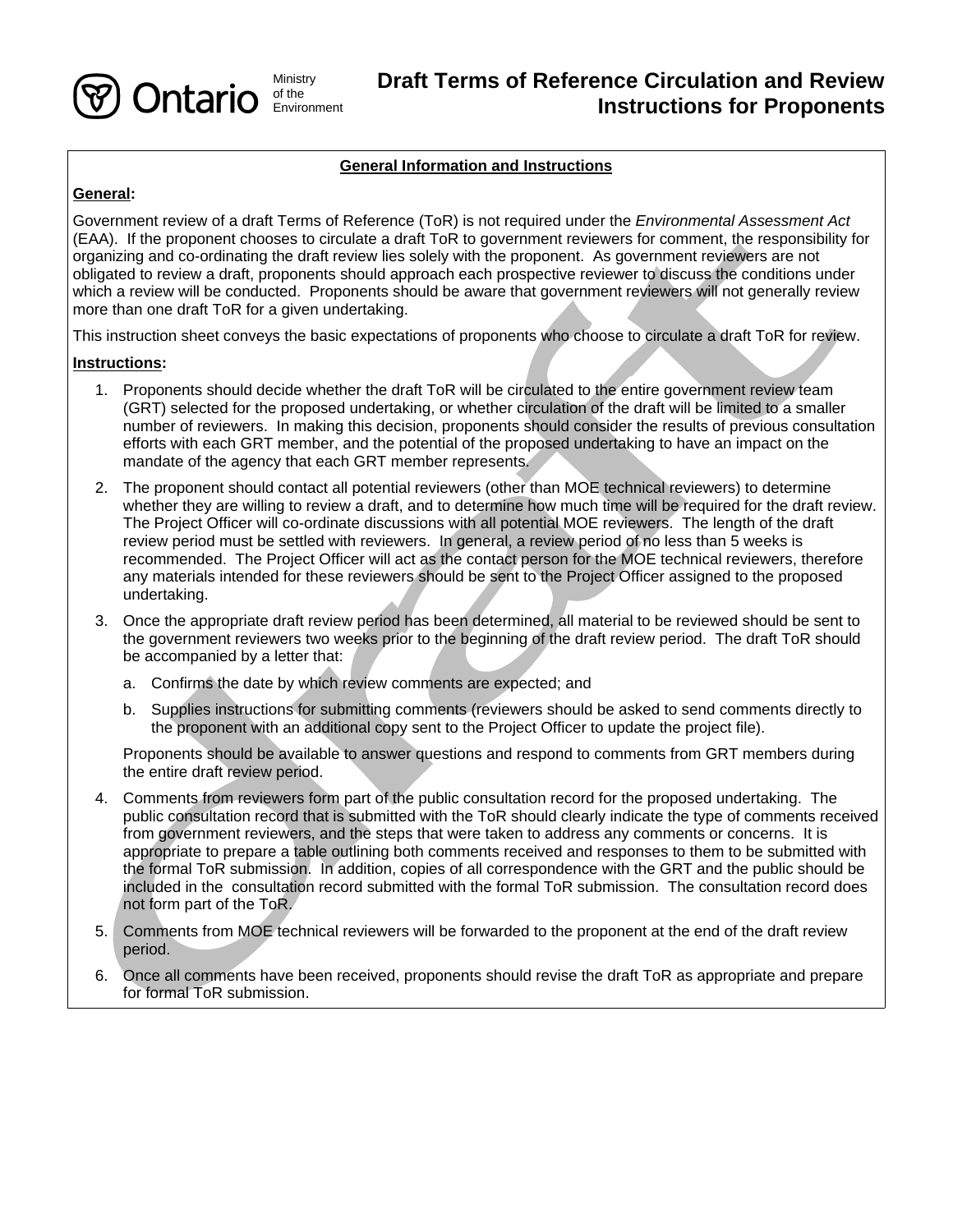Ministry of the Environment

# Draft Terms of Reference Circulation and Review Instructions for Proponents

## General Information and Instructions

**General:**

Government review of a draft Terms of Reference (ToR) is not required under the *Environmental Assessment Act* (EAA). If the proponent chooses to circulate a draft ToR to government reviewers for comment, the responsibility for organizing and co-ordinating the draft review lies solely with the proponent. As government reviewers are not obligated to review a draft, proponents should approach each prospective reviewer to discuss the conditions under which a review will be conducted. Proponents should be aware that government reviewers will not generally review more than one draft ToR for a given undertaking.

This instruction sheet conveys the basic expectations of proponents who choose to circulate a draft ToR for review.

**Instructions:**

1. Proponents should decide whether the draft ToR will be circulated to the entire government review team (GRT) selected for the proposed undertaking, or whether circulation of the draft will be limited to a smaller number of reviewers. In making this decision, proponents should consider the results of previous consultation efforts with each GRT member, and the potential of the proposed undertaking to have an impact on the mandate of the agency that each GRT member represents.
2. The proponent should contact all potential reviewers (other than MOE technical reviewers) to determine whether they are willing to review a draft, and to determine how much time will be required for the draft review. The Project Officer will co-ordinate discussions with all potential MOE reviewers. The length of the draft review period must be settled with reviewers. In general, a review period of no less than 5 weeks is recommended. The Project Officer will act as the contact person for the MOE technical reviewers, therefore any materials intended for these reviewers should be sent to the Project Officer assigned to the proposed undertaking.
3. Once the appropriate draft review period has been determined, all material to be reviewed should be sent to the government reviewers two weeks prior to the beginning of the draft review period. The draft ToR should be accompanied by a letter that:
   a. Confirms the date by which review comments are expected; and
   b. Supplies instructions for submitting comments (reviewers should be asked to send comments directly to the proponent with an additional copy sent to the Project Officer to update the project file).

   Proponents should be available to answer questions and respond to comments from GRT members during the entire draft review period.
4. Comments from reviewers form part of the public consultation record for the proposed undertaking. The public consultation record that is submitted with the ToR should clearly indicate the type of comments received from government reviewers, and the steps that were taken to address any comments or concerns. It is appropriate to prepare a table outlining both comments received and responses to them to be submitted with the formal ToR submission. In addition, copies of all correspondence with the GRT and the public should be included in the consultation record submitted with the formal ToR submission. The consultation record does not form part of the ToR.
5. Comments from MOE technical reviewers will be forwarded to the proponent at the end of the draft review period.
6. Once all comments have been received, proponents should revise the draft ToR as appropriate and prepare for formal ToR submission.